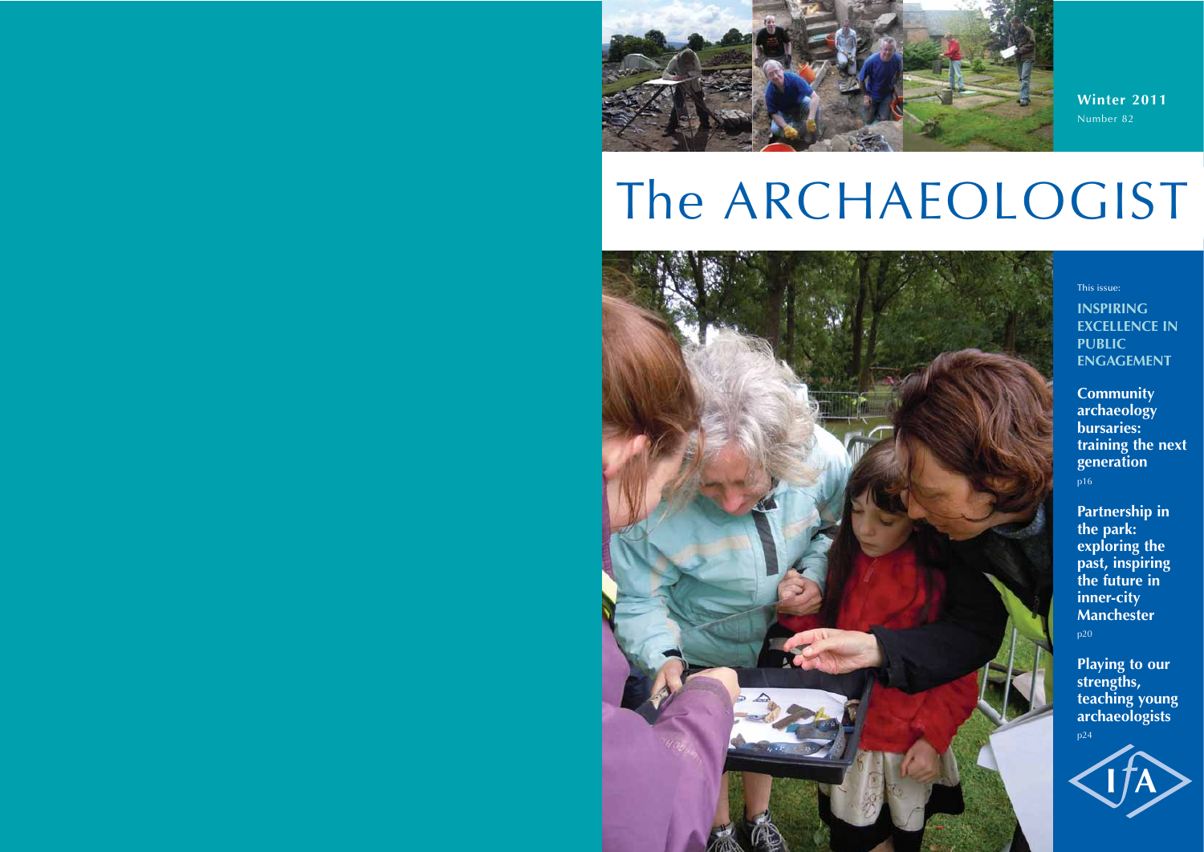**Winter 2011**
Number 82

# The ARCHAEOLOGIST

This issue:

**INSPIRING EXCELLENCE IN PUBLIC ENGAGEMENT**

**Community archaeology bursaries: training the next generation**
p16

**Partnership in the park: exploring the past, inspiring the future in inner-city Manchester**
p20

**Playing to our strengths, teaching young archaeologists**
p24

IfA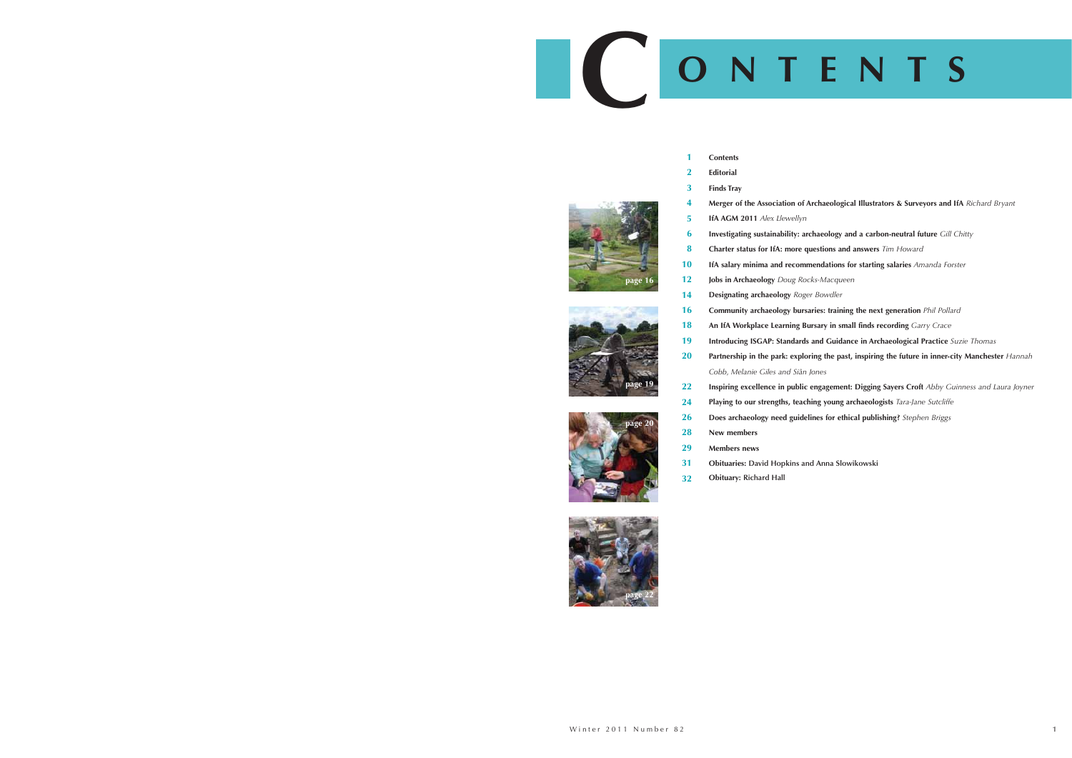# CONTENTS

page 16

page 19

page 20

page 22

- **1** **Contents**
- **2** **Editorial**
- **3** **Finds Tray**
- **4** **Merger of the Association of Archaeological Illustrators & Surveyors and IfA** *Richard Bryant*
- **5** **IfA AGM 2011** *Alex Llewellyn*
- **6** **Investigating sustainability: archaeology and a carbon-neutral future** *Gill Chitty*
- **8** **Charter status for IfA: more questions and answers** *Tim Howard*
- **10** **IfA salary minima and recommendations for starting salaries** *Amanda Forster*
- **12** **Jobs in Archaeology** *Doug Rocks-Macqueen*
- **14** **Designating archaeology** *Roger Bowdler*
- **16** **Community archaeology bursaries: training the next generation** *Phil Pollard*
- **18** **An IfA Workplace Learning Bursary in small finds recording** *Garry Crace*
- **19** **Introducing ISGAP: Standards and Guidance in Archaeological Practice** *Suzie Thomas*
- **20** **Partnership in the park: exploring the past, inspiring the future in inner-city Manchester** *Hannah Cobb, Melanie Giles and Siân Jones*
- **22** **Inspiring excellence in public engagement: Digging Sayers Croft** *Abby Guinness and Laura Joyner*
- **24** **Playing to our strengths, teaching young archaeologists** *Tara-Jane Sutcliffe*
- **26** **Does archaeology need guidelines for ethical publishing?** *Stephen Briggs*
- **28** **New members**
- **29** **Members news**
- **31** **Obituaries:** David Hopkins and Anna Slowikowski
- **32** **Obituary:** Richard Hall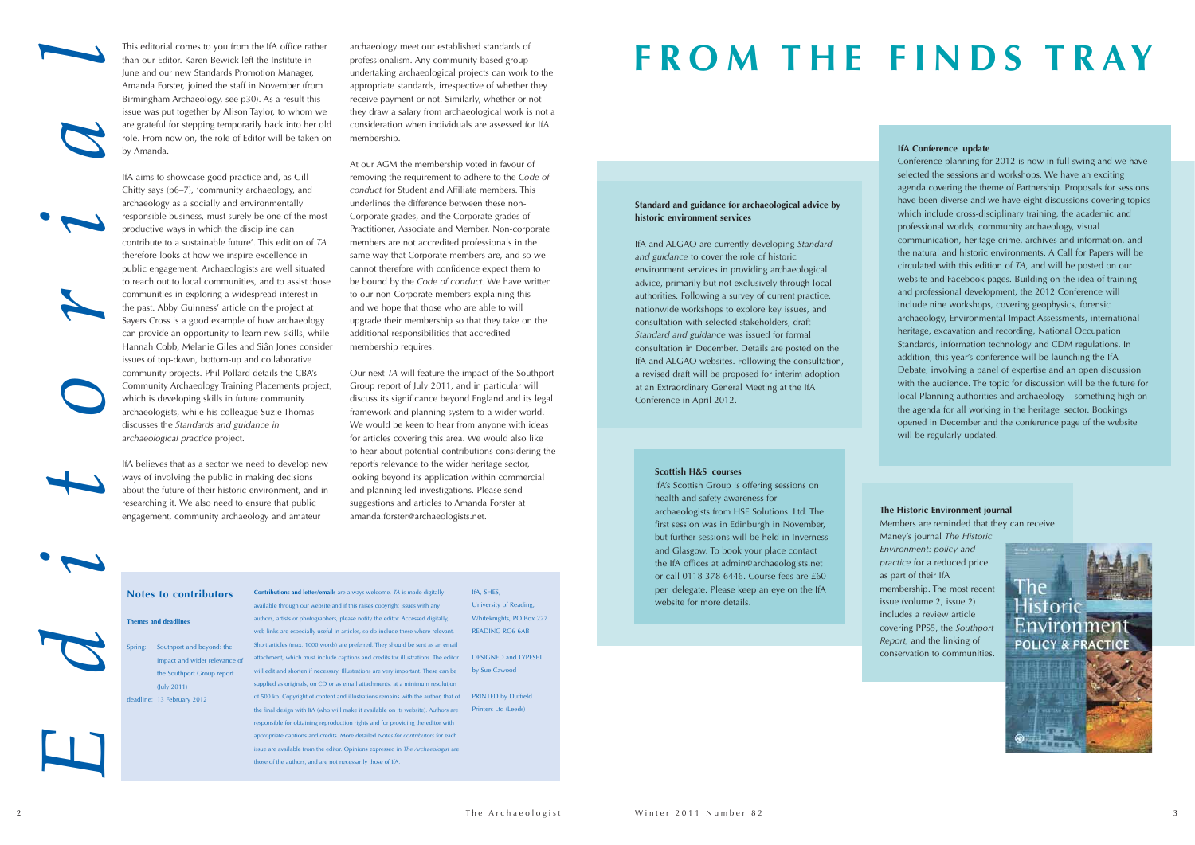# Editorial

This editorial comes to you from the IfA office rather than our Editor. Karen Bewick left the Institute in June and our new Standards Promotion Manager, Amanda Forster, joined the staff in November (from Birmingham Archaeology, see p30). As a result this issue was put together by Alison Taylor, to whom we are grateful for stepping temporarily back into her old role. From now on, the role of Editor will be taken on by Amanda.

IfA aims to showcase good practice and, as Gill Chitty says (p6–7), 'community archaeology, and archaeology as a socially and environmentally responsible business, must surely be one of the most productive ways in which the discipline can contribute to a sustainable future'. This edition of *TA* therefore looks at how we inspire excellence in public engagement. Archaeologists are well situated to reach out to local communities, and to assist those communities in exploring a widespread interest in the past. Abby Guinness' article on the project at Sayers Cross is a good example of how archaeology can provide an opportunity to learn new skills, while Hannah Cobb, Melanie Giles and Siân Jones consider issues of top-down, bottom-up and collaborative community projects. Phil Pollard details the CBA's Community Archaeology Training Placements project, which is developing skills in future community archaeologists, while his colleague Suzie Thomas discusses the *Standards and guidance in archaeological practice* project.

IfA believes that as a sector we need to develop new ways of involving the public in making decisions about the future of their historic environment, and in researching it. We also need to ensure that public engagement, community archaeology and amateur archaeology meet our established standards of professionalism. Any community-based group undertaking archaeological projects can work to the appropriate standards, irrespective of whether they receive payment or not. Similarly, whether or not they draw a salary from archaeological work is not a consideration when individuals are assessed for IfA membership.

At our AGM the membership voted in favour of removing the requirement to adhere to the *Code of conduct* for Student and Affiliate members. This underlines the difference between these non-Corporate grades, and the Corporate grades of Practitioner, Associate and Member. Non-corporate members are not accredited professionals in the same way that Corporate members are, and so we cannot therefore with confidence expect them to be bound by the *Code of conduct*. We have written to our non-Corporate members explaining this and we hope that those who are able to will upgrade their membership so that they take on the additional responsibilities that accredited membership requires.

Our next *TA* will feature the impact of the Southport Group report of July 2011, and in particular will discuss its significance beyond England and its legal framework and planning system to a wider world. We would be keen to hear from anyone with ideas for articles covering this area. We would also like to hear about potential contributions considering the report's relevance to the wider heritage sector, looking beyond its application within commercial and planning-led investigations. Please send suggestions and articles to Amanda Forster at amanda.forster@archaeologists.net.

## Notes to contributors

**Themes and deadlines**

Spring: Southport and beyond: the impact and wider relevance of the Southport Group report (July 2011)
deadline: 13 February 2012

**Contributions and letter/emails** are always welcome. *TA* is made digitally available through our website and if this raises copyright issues with any authors, artists or photographers, please notify the editor. Accessed digitally, web links are especially useful in articles, so do include these where relevant. Short articles (max. 1000 words) are preferred. They should be sent as an email attachment, which must include captions and credits for illustrations. The editor will edit and shorten if necessary. Illustrations are very important. These can be supplied as originals, on CD or as email attachments, at a minimum resolution of 500 kb. Copyright of content and illustrations remains with the author, that of the final design with IfA (who will make it available on its website). Authors are responsible for obtaining reproduction rights and for providing the editor with appropriate captions and credits. More detailed *Notes for contributors* for each issue are available from the editor. Opinions expressed in *The Archaeologist* are those of the authors, and are not necessarily those of IfA.

IfA, SHES, University of Reading, Whiteknights, PO Box 227 READING RG6 6AB

DESIGNED and TYPESET by Sue Cawood

PRINTED by Duffield Printers Ltd (Leeds)

# FROM THE FINDS TRAY

**Standard and guidance for archaeological advice by historic environment services**

IfA and ALGAO are currently developing *Standard and guidance* to cover the role of historic environment services in providing archaeological advice, primarily but not exclusively through local authorities. Following a survey of current practice, nationwide workshops to explore key issues, and consultation with selected stakeholders, draft *Standard and guidance* was issued for formal consultation in December. Details are posted on the IfA and ALGAO websites. Following the consultation, a revised draft will be proposed for interim adoption at an Extraordinary General Meeting at the IfA Conference in April 2012.

**IfA Conference update**

Conference planning for 2012 is now in full swing and we have selected the sessions and workshops. We have an exciting agenda covering the theme of Partnership. Proposals for sessions have been diverse and we have eight discussions covering topics which include cross-disciplinary training, the academic and professional worlds, community archaeology, visual communication, heritage crime, archives and information, and the natural and historic environments. A Call for Papers will be circulated with this edition of *TA*, and will be posted on our website and Facebook pages. Building on the idea of training and professional development, the 2012 Conference will include nine workshops, covering geophysics, forensic archaeology, Environmental Impact Assessments, international heritage, excavation and recording, National Occupation Standards, information technology and CDM regulations. In addition, this year's conference will be launching the IfA Debate, involving a panel of expertise and an open discussion with the audience. The topic for discussion will be the future for local Planning authorities and archaeology – something high on the agenda for all working in the heritage sector. Bookings opened in December and the conference page of the website will be regularly updated.

**Scottish H&S courses**

IfA's Scottish Group is offering sessions on health and safety awareness for archaeologists from HSE Solutions Ltd. The first session was in Edinburgh in November, but further sessions will be held in Inverness and Glasgow. To book your place contact the IfA offices at admin@archaeologists.net or call 0118 378 6446. Course fees are £60 per delegate. Please keep an eye on the IfA website for more details.

**The Historic Environment journal**

Members are reminded that they can receive Maney's journal *The Historic Environment: policy and practice* for a reduced price as part of their IfA membership. The most recent issue (volume 2, issue 2) includes a review article covering PPS5, the *Southport Report*, and the linking of conservation to communities.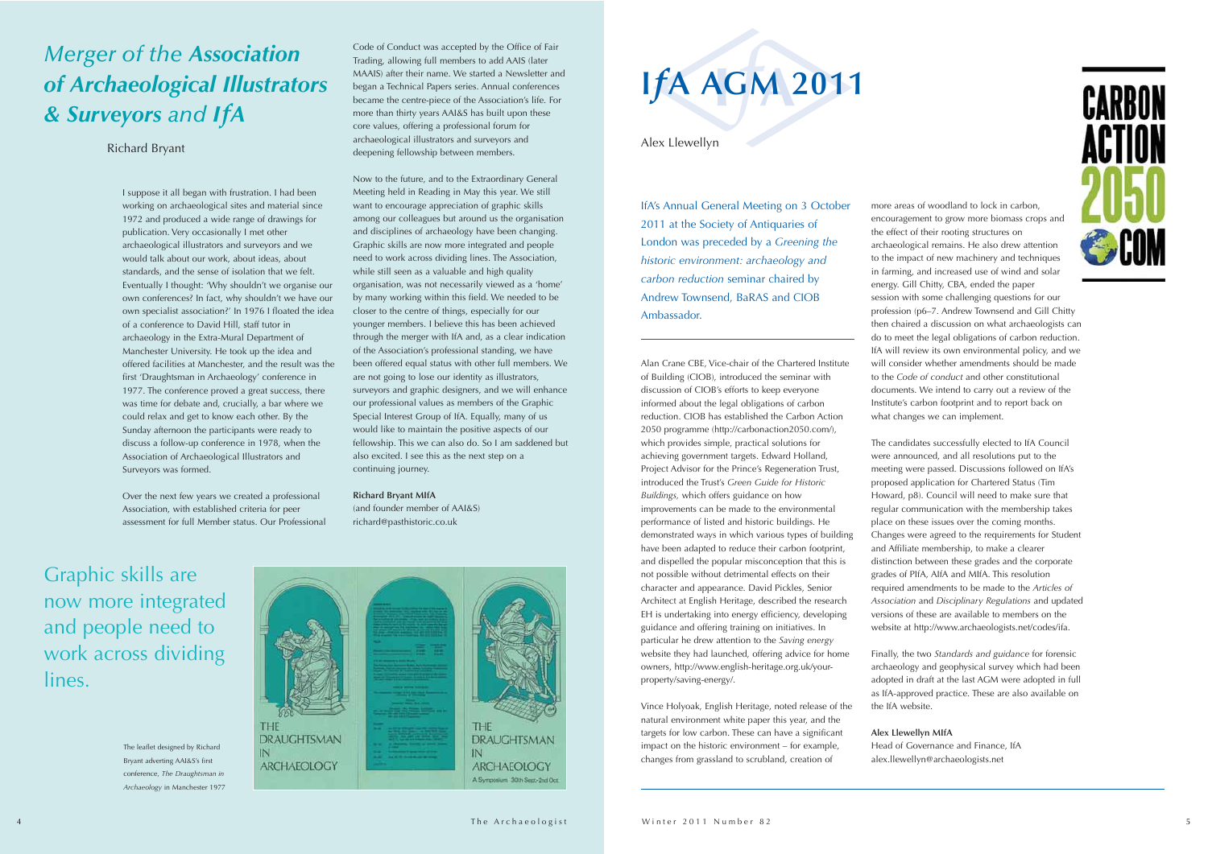# *Merger of the **Association of Archaeological Illustrators & Surveyors** and **IfA***

Richard Bryant

I suppose it all began with frustration. I had been working on archaeological sites and material since 1972 and produced a wide range of drawings for publication. Very occasionally I met other archaeological illustrators and surveyors and we would talk about our work, about ideas, about standards, and the sense of isolation that we felt. Eventually I thought: 'Why shouldn't we organise our own conferences? In fact, why shouldn't we have our own specialist association?' In 1976 I floated the idea of a conference to David Hill, staff tutor in archaeology in the Extra-Mural Department of Manchester University. He took up the idea and offered facilities at Manchester, and the result was the first 'Draughtsman in Archaeology' conference in 1977. The conference proved a great success, there was time for debate and, crucially, a bar where we could relax and get to know each other. By the Sunday afternoon the participants were ready to discuss a follow-up conference in 1978, when the Association of Archaeological Illustrators and Surveyors was formed.

Over the next few years we created a professional Association, with established criteria for peer assessment for full Member status. Our Professional Code of Conduct was accepted by the Office of Fair Trading, allowing full members to add AAIS (later MAAIS) after their name. We started a Newsletter and began a Technical Papers series. Annual conferences became the centre-piece of the Association's life. For more than thirty years AAI&S has built upon these core values, offering a professional forum for archaeological illustrators and surveyors and deepening fellowship between members.

Now to the future, and to the Extraordinary General Meeting held in Reading in May this year. We still want to encourage appreciation of graphic skills among our colleagues but around us the organisation and disciplines of archaeology have been changing. Graphic skills are now more integrated and people need to work across dividing lines. The Association, while still seen as a valuable and high quality organisation, was not necessarily viewed as a 'home' by many working within this field. We needed to be closer to the centre of things, especially for our younger members. I believe this has been achieved through the merger with IfA and, as a clear indication of the Association's professional standing, we have been offered equal status with other full members. We are not going to lose our identity as illustrators, surveyors and graphic designers, and we will enhance our professional values as members of the Graphic Special Interest Group of IfA. Equally, many of us would like to maintain the positive aspects of our fellowship. This we can also do. So I am saddened but also excited. I see this as the next step on a continuing journey.

**Richard Bryant MIfA**
(and founder member of AAI&S)
richard@pasthistoric.co.uk

Graphic skills are now more integrated and people need to work across dividing lines.

THE DRAUGHTSMAN IN ARCHAEOLOGY

THE DRAUGHTSMAN IN ARCHAEOLOGY
A Symposium 30th Sept.-2nd Oct

The leaflet designed by Richard Bryant adverting AAI&S's first conference, *The Draughtsman in Archaeology* in Manchester 1977

# IfA AGM 2011

Alex Llewellyn

IfA's Annual General Meeting on 3 October 2011 at the Society of Antiquaries of London was preceded by a *Greening the historic environment: archaeology and carbon reduction* seminar chaired by Andrew Townsend, BaRAS and CIOB Ambassador.

CARBON ACTION 2050 .COM

Alan Crane CBE, Vice-chair of the Chartered Institute of Building (CIOB), introduced the seminar with discussion of CIOB's efforts to keep everyone informed about the legal obligations of carbon reduction. CIOB has established the Carbon Action 2050 programme (http://carbonaction2050.com/), which provides simple, practical solutions for achieving government targets. Edward Holland, Project Advisor for the Prince's Regeneration Trust, introduced the Trust's *Green Guide for Historic Buildings*, which offers guidance on how improvements can be made to the environmental performance of listed and historic buildings. He demonstrated ways in which various types of building have been adapted to reduce their carbon footprint, and dispelled the popular misconception that this is not possible without detrimental effects on their character and appearance. David Pickles, Senior Architect at English Heritage, described the research EH is undertaking into energy efficiency, developing guidance and offering training on initiatives. In particular he drew attention to the *Saving energy* website they had launched, offering advice for home owners, http://www.english-heritage.org.uk/your-property/saving-energy/.

Vince Holyoak, English Heritage, noted release of the natural environment white paper this year, and the targets for low carbon. These can have a significant impact on the historic environment – for example, changes from grassland to scrubland, creation of more areas of woodland to lock in carbon, encouragement to grow more biomass crops and the effect of their rooting structures on archaeological remains. He also drew attention to the impact of new machinery and techniques in farming, and increased use of wind and solar energy. Gill Chitty, CBA, ended the paper session with some challenging questions for our profession (p6–7. Andrew Townsend and Gill Chitty then chaired a discussion on what archaeologists can do to meet the legal obligations of carbon reduction. IfA will review its own environmental policy, and we will consider whether amendments should be made to the *Code of conduct* and other constitutional documents. We intend to carry out a review of the Institute's carbon footprint and to report back on what changes we can implement.

The candidates successfully elected to IfA Council were announced, and all resolutions put to the meeting were passed. Discussions followed on IfA's proposed application for Chartered Status (Tim Howard, p8). Council will need to make sure that regular communication with the membership takes place on these issues over the coming months. Changes were agreed to the requirements for Student and Affiliate membership, to make a clearer distinction between these grades and the corporate grades of PIfA, AIfA and MIfA. This resolution required amendments to be made to the *Articles of Association* and *Disciplinary Regulations* and updated versions of these are available to members on the website at http://www.archaeologists.net/codes/ifa.

Finally, the two *Standards and guidance* for forensic archaeology and geophysical survey which had been adopted in draft at the last AGM were adopted in full as IfA-approved practice. These are also available on the IfA website.

**Alex Llewellyn MIfA**
Head of Governance and Finance, IfA
alex.llewellyn@archaeologists.net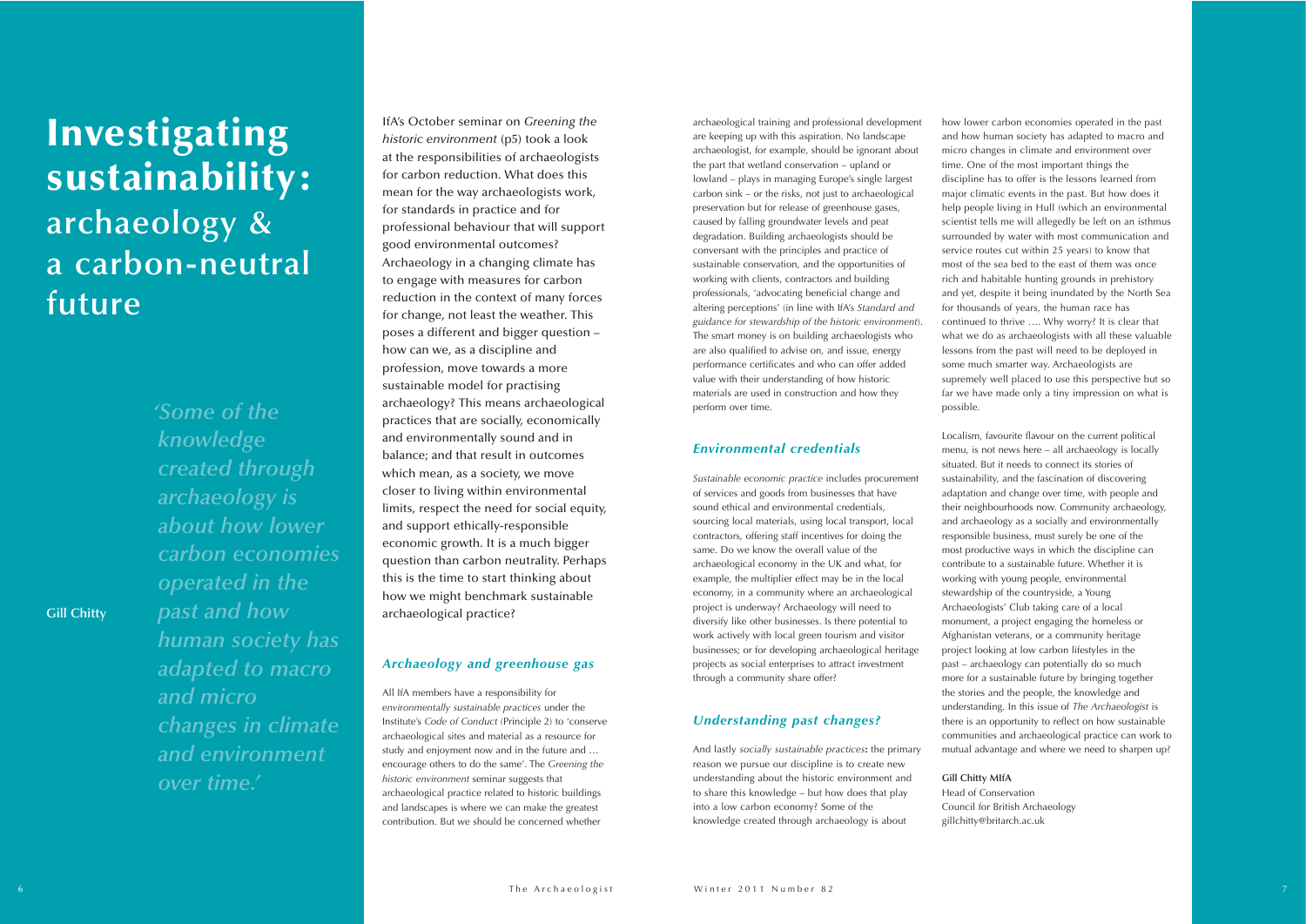# Investigating sustainability: archaeology & a carbon-neutral future

Gill Chitty

*'Some of the knowledge created through archaeology is about how lower carbon economies operated in the past and how human society has adapted to macro and micro changes in climate and environment over time.'*

IfA's October seminar on *Greening the historic environment* (p5) took a look at the responsibilities of archaeologists for carbon reduction. What does this mean for the way archaeologists work, for standards in practice and for professional behaviour that will support good environmental outcomes? Archaeology in a changing climate has to engage with measures for carbon reduction in the context of many forces for change, not least the weather. This poses a different and bigger question – how can we, as a discipline and profession, move towards a more sustainable model for practising archaeology? This means archaeological practices that are socially, economically and environmentally sound and in balance; and that result in outcomes which mean, as a society, we move closer to living within environmental limits, respect the need for social equity, and support ethically-responsible economic growth. It is a much bigger question than carbon neutrality. Perhaps this is the time to start thinking about how we might benchmark sustainable archaeological practice?

## *Archaeology and greenhouse gas*

All IfA members have a responsibility for *environmentally sustainable practices* under the Institute's *Code of Conduct* (Principle 2) to 'conserve archaeological sites and material as a resource for study and enjoyment now and in the future and … encourage others to do the same'. The *Greening the historic environment* seminar suggests that archaeological practice related to historic buildings and landscapes is where we can make the greatest contribution. But we should be concerned whether archaeological training and professional development are keeping up with this aspiration. No landscape archaeologist, for example, should be ignorant about the part that wetland conservation – upland or lowland – plays in managing Europe's single largest carbon sink – or the risks, not just to archaeological preservation but for release of greenhouse gases, caused by falling groundwater levels and peat degradation. Building archaeologists should be conversant with the principles and practice of sustainable conservation, and the opportunities of working with clients, contractors and building professionals, 'advocating beneficial change and altering perceptions' (in line with IfA's *Standard and guidance for stewardship of the historic environment*). The smart money is on building archaeologists who are also qualified to advise on, and issue, energy performance certificates and who can offer added value with their understanding of how historic materials are used in construction and how they perform over time.

## *Environmental credentials*

*Sustainable economic practice* includes procurement of services and goods from businesses that have sound ethical and environmental credentials, sourcing local materials, using local transport, local contractors, offering staff incentives for doing the same. Do we know the overall value of the archaeological economy in the UK and what, for example, the multiplier effect may be in the local economy, in a community where an archaeological project is underway? Archaeology will need to diversify like other businesses. Is there potential to work actively with local green tourism and visitor businesses; or for developing archaeological heritage projects as social enterprises to attract investment through a community share offer?

## *Understanding past changes?*

And lastly *socially sustainable practices***:** the primary reason we pursue our discipline is to create new understanding about the historic environment and to share this knowledge – but how does that play into a low carbon economy? Some of the knowledge created through archaeology is about how lower carbon economies operated in the past and how human society has adapted to macro and micro changes in climate and environment over time. One of the most important things the discipline has to offer is the lessons learned from major climatic events in the past. But how does it help people living in Hull (which an environmental scientist tells me will allegedly be left on an isthmus surrounded by water with most communication and service routes cut within 25 years) to know that most of the sea bed to the east of them was once rich and habitable hunting grounds in prehistory and yet, despite it being inundated by the North Sea for thousands of years, the human race has continued to thrive …. Why worry? It is clear that what we do as archaeologists with all these valuable lessons from the past will need to be deployed in some much smarter way. Archaeologists are supremely well placed to use this perspective but so far we have made only a tiny impression on what is possible.

Localism, favourite flavour on the current political menu, is not news here – all archaeology is locally situated. But it needs to connect its stories of sustainability, and the fascination of discovering adaptation and change over time, with people and their neighbourhoods now. Community archaeology, and archaeology as a socially and environmentally responsible business, must surely be one of the most productive ways in which the discipline can contribute to a sustainable future. Whether it is working with young people, environmental stewardship of the countryside, a Young Archaeologists' Club taking care of a local monument, a project engaging the homeless or Afghanistan veterans, or a community heritage project looking at low carbon lifestyles in the past – archaeology can potentially do so much more for a sustainable future by bringing together the stories and the people, the knowledge and understanding. In this issue of *The Archaeologist* is there is an opportunity to reflect on how sustainable communities and archaeological practice can work to mutual advantage and where we need to sharpen up?

**Gill Chitty MIfA**
Head of Conservation
Council for British Archaeology
gillchitty@britarch.ac.uk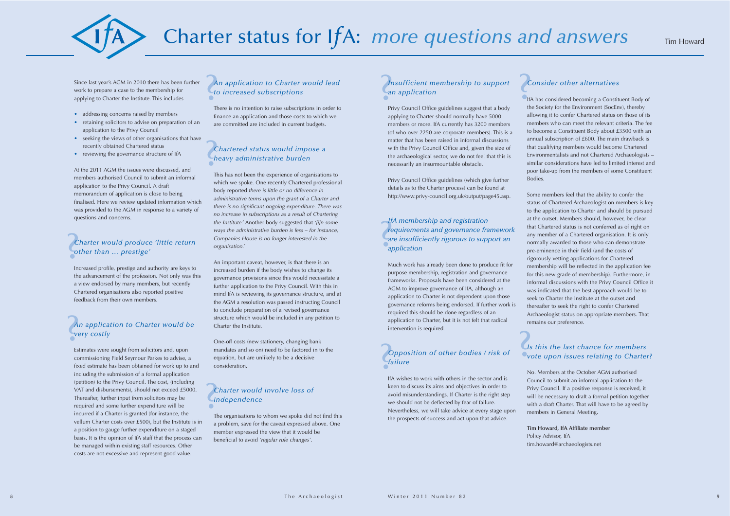# Charter status for IfA: *more questions and answers*

Tim Howard

Since last year's AGM in 2010 there has been further work to prepare a case to the membership for applying to Charter the Institute. This includes

- addressing concerns raised by members
- retaining solicitors to advise on preparation of an application to the Privy Council
- seeking the views of other organisations that have recently obtained Chartered status
- reviewing the governance structure of IfA

At the 2011 AGM the issues were discussed, and members authorised Council to submit an informal application to the Privy Council. A draft memorandum of application is close to being finalised. Here we review updated information which was provided to the AGM in response to a variety of questions and concerns.

### *Charter would produce 'little return other than ... prestige'*

Increased profile, prestige and authority are keys to the advancement of the profession. Not only was this a view endorsed by many members, but recently Chartered organisations also reported positive feedback from their own members.

### *An application to Charter would be very costly*

Estimates were sought from solicitors and, upon commissioning Field Seymour Parkes to advise, a fixed estimate has been obtained for work up to and including the submission of a formal application (petition) to the Privy Council. The cost, (including VAT and disbursements), should not exceed £5000. Thereafter, further input from solicitors may be required and some further expenditure will be incurred if a Charter is granted (for instance, the vellum Charter costs over £500), but the Institute is in a position to gauge further expenditure on a staged basis. It is the opinion of IfA staff that the process can be managed within existing staff resources. Other costs are not excessive and represent good value.

### *An application to Charter would lead to increased subscriptions*

There is no intention to raise subscriptions in order to finance an application and those costs to which we are committed are included in current budgets.

### *Chartered status would impose a heavy administrative burden*

This has not been the experience of organisations to which we spoke. One recently Chartered professional body reported *there is little or no difference in administrative terms upon the grant of a Charter and there is no significant ongoing expenditure. There was no increase in subscriptions as a result of Chartering the Institute.* Another body suggested that *'[i]n some ways the administrative burden is less – for instance, Companies House is no longer interested in the organisation.'*

An important caveat, however, is that there is an increased burden if the body wishes to change its governance provisions since this would necessitate a further application to the Privy Council. With this in mind IfA is reviewing its governance structure, and at the AGM a resolution was passed instructing Council to conclude preparation of a revised governance structure which would be included in any petition to Charter the Institute.

One-off costs (new stationery, changing bank mandates and so on) need to be factored in to the equation, but are unlikely to be a decisive consideration.

### *Charter would involve loss of independence*

The organisations to whom we spoke did not find this a problem, save for the caveat expressed above. One member expressed the view that it would be beneficial to avoid *'regular rule changes'*.

### *Insufficient membership to support an application*

Privy Council Office guidelines suggest that a body applying to Charter should normally have 5000 members or more. IfA currently has 3200 members (of who over 2250 are corporate members). This is a matter that has been raised in informal discussions with the Privy Council Office and, given the size of the archaeological sector, we do not feel that this is necessarily an insurmountable obstacle.

Privy Council Office guidelines (which give further details as to the Charter process) can be found at http://www.privy-council.org.uk/output/page45.asp.

### *IfA membership and registration requirements and governance framework are insufficiently rigorous to support an application*

Much work has already been done to produce fit for purpose membership, registration and governance frameworks. Proposals have been considered at the AGM to improve governance of IfA, although an application to Charter is not dependent upon those governance reforms being endorsed. If further work is required this should be done regardless of an application to Charter, but it is not felt that radical intervention is required.

### *Opposition of other bodies / risk of failure*

IfA wishes to work with others in the sector and is keen to discuss its aims and objectives in order to avoid misunderstandings. If Charter is the right step we should not be deflected by fear of failure. Nevertheless, we will take advice at every stage upon the prospects of success and act upon that advice.

### *Consider other alternatives*

IfA has considered becoming a Constituent Body of the Society for the Environment (SocEnv), thereby allowing it to confer Chartered status on those of its members who can meet the relevant criteria. The fee to become a Constituent Body about £3500 with an annual subscription of £600. The main drawback is that qualifying members would become Chartered Environmentalists and not Chartered Archaeologists – similar considerations have led to limited interest and poor take-up from the members of some Constituent Bodies.

Some members feel that the ability to confer the status of Chartered Archaeologist on members is key to the application to Charter and should be pursued at the outset. Members should, however, be clear that Chartered status is not conferred as of right on any member of a Chartered organisation. It is only normally awarded to those who can demonstrate pre-eminence in their field (and the costs of rigorously vetting applications for Chartered membership will be reflected in the application fee for this new grade of membership). Furthermore, in informal discussions with the Privy Council Office it was indicated that the best approach would be to seek to Charter the Institute at the outset and thereafter to seek the right to confer Chartered Archaeologist status on appropriate members. That remains our preference.

### *Is this the last chance for members vote upon issues relating to Charter?*

No. Members at the October AGM authorised Council to submit an informal application to the Privy Council. If a positive response is received, it will be necessary to draft a formal petition together with a draft Charter. That will have to be agreed by members in General Meeting.

**Tim Howard, IfA Affiliate member**
Policy Advisor, IfA
tim.howard@archaeologists.net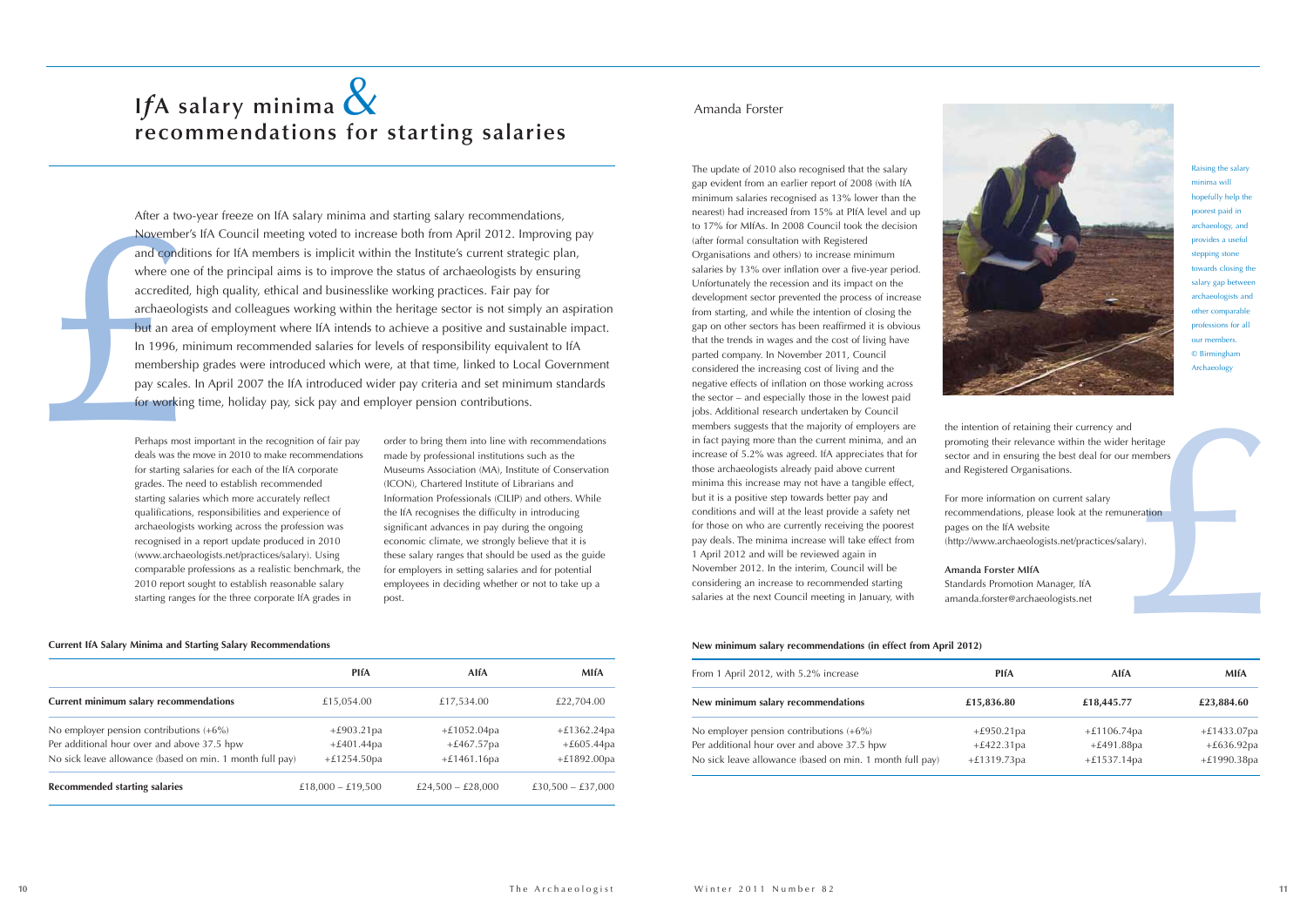# I*f*A salary minima & recommendations for starting salaries

Amanda Forster

After a two-year freeze on IfA salary minima and starting salary recommendations, November's IfA Council meeting voted to increase both from April 2012. Improving pay and conditions for IfA members is implicit within the Institute's current strategic plan, where one of the principal aims is to improve the status of archaeologists by ensuring accredited, high quality, ethical and businesslike working practices. Fair pay for archaeologists and colleagues working within the heritage sector is not simply an aspiration but an area of employment where IfA intends to achieve a positive and sustainable impact. In 1996, minimum recommended salaries for levels of responsibility equivalent to IfA membership grades were introduced which were, at that time, linked to Local Government pay scales. In April 2007 the IfA introduced wider pay criteria and set minimum standards for working time, holiday pay, sick pay and employer pension contributions.

Perhaps most important in the recognition of fair pay deals was the move in 2010 to make recommendations for starting salaries for each of the IfA corporate grades. The need to establish recommended starting salaries which more accurately reflect qualifications, responsibilities and experience of archaeologists working across the profession was recognised in a report update produced in 2010 (www.archaeologists.net/practices/salary). Using comparable professions as a realistic benchmark, the 2010 report sought to establish reasonable salary starting ranges for the three corporate IfA grades in order to bring them into line with recommendations made by professional institutions such as the Museums Association (MA), Institute of Conservation (ICON), Chartered Institute of Librarians and Information Professionals (CILIP) and others. While the IfA recognises the difficulty in introducing significant advances in pay during the ongoing economic climate, we strongly believe that it is these salary ranges that should be used as the guide for employers in setting salaries and for potential employees in deciding whether or not to take up a post.

**Current IfA Salary Minima and Starting Salary Recommendations**

| | PIfA | AIfA | MIfA |
|---|---|---|---|
| **Current minimum salary recommendations** | £15,054.00 | £17,534.00 | £22,704.00 |
| No employer pension contributions (+6%) | +£903.21pa | +£1052.04pa | +£1362.24pa |
| Per additional hour over and above 37.5 hpw | +£401.44pa | +£467.57pa | +£605.44pa |
| No sick leave allowance (based on min. 1 month full pay) | +£1254.50pa | +£1461.16pa | +£1892.00pa |
| **Recommended starting salaries** | £18,000 – £19,500 | £24,500 – £28,000 | £30,500 – £37,000 |

The update of 2010 also recognised that the salary gap evident from an earlier report of 2008 (with IfA minimum salaries recognised as 13% lower than the nearest) had increased from 15% at PIfA level and up to 17% for MIfAs. In 2008 Council took the decision (after formal consultation with Registered Organisations and others) to increase minimum salaries by 13% over inflation over a five-year period. Unfortunately the recession and its impact on the development sector prevented the process of increase from starting, and while the intention of closing the gap on other sectors has been reaffirmed it is obvious that the trends in wages and the cost of living have parted company. In November 2011, Council considered the increasing cost of living and the negative effects of inflation on those working across the sector – and especially those in the lowest paid jobs. Additional research undertaken by Council members suggests that the majority of employers are in fact paying more than the current minima, and an increase of 5.2% was agreed. IfA appreciates that for those archaeologists already paid above current minima this increase may not have a tangible effect, but it is a positive step towards better pay and conditions and will at the least provide a safety net for those on who are currently receiving the poorest pay deals. The minima increase will take effect from 1 April 2012 and will be reviewed again in November 2012. In the interim, Council will be considering an increase to recommended starting salaries at the next Council meeting in January, with the intention of retaining their currency and promoting their relevance within the wider heritage sector and in ensuring the best deal for our members and Registered Organisations.

Raising the salary minima will hopefully help the poorest paid in archaeology, and provides a useful stepping stone towards closing the salary gap between archaeologists and other comparable professions for all our members. © Birmingham Archaeology

For more information on current salary recommendations, please look at the remuneration pages on the IfA website (http://www.archaeologists.net/practices/salary).

**Amanda Forster MIfA**
Standards Promotion Manager, IfA
amanda.forster@archaeologists.net

**New minimum salary recommendations (in effect from April 2012)**

| From 1 April 2012, with 5.2% increase | PIfA | AIfA | MIfA |
|---|---|---|---|
| **New minimum salary recommendations** | **£15,836.80** | **£18,445.77** | **£23,884.60** |
| No employer pension contributions (+6%) | +£950.21pa | +£1106.74pa | +£1433.07pa |
| Per additional hour over and above 37.5 hpw | +£422.31pa | +£491.88pa | +£636.92pa |
| No sick leave allowance (based on min. 1 month full pay) | +£1319.73pa | +£1537.14pa | +£1990.38pa |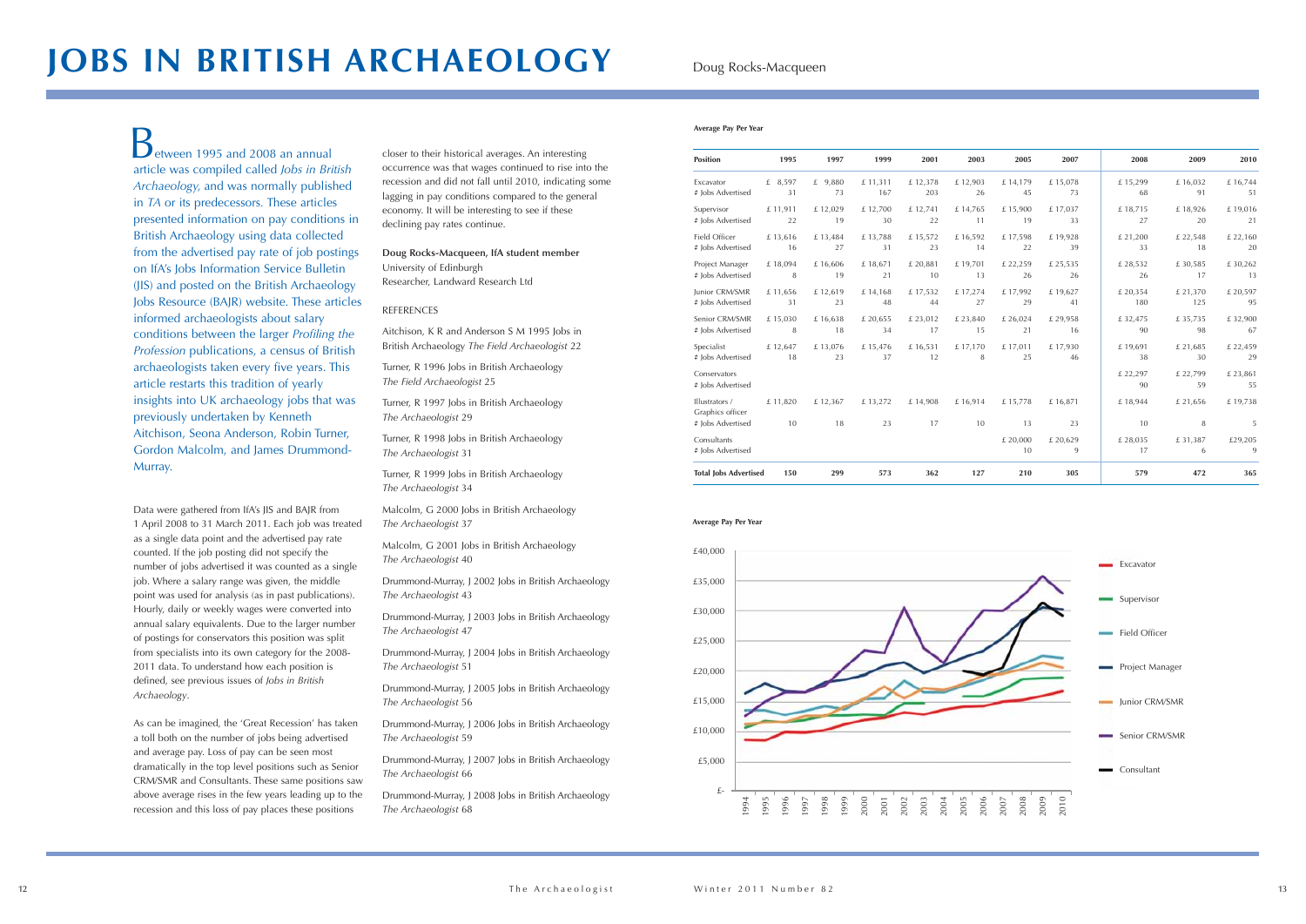# JOBS IN BRITISH ARCHAEOLOGY

Doug Rocks-Macqueen

Between 1995 and 2008 an annual article was compiled called *Jobs in British Archaeology,* and was normally published in *TA* or its predecessors. These articles presented information on pay conditions in British Archaeology using data collected from the advertised pay rate of job postings on IfA's Jobs Information Service Bulletin (JIS) and posted on the British Archaeology Jobs Resource (BAJR) website. These articles informed archaeologists about salary conditions between the larger *Profiling the Profession* publications, a census of British archaeologists taken every five years. This article restarts this tradition of yearly insights into UK archaeology jobs that was previously undertaken by Kenneth Aitchison, Seona Anderson, Robin Turner, Gordon Malcolm, and James Drummond-Murray.

Data were gathered from IfA's JIS and BAJR from 1 April 2008 to 31 March 2011. Each job was treated as a single data point and the advertised pay rate counted. If the job posting did not specify the number of jobs advertised it was counted as a single job. Where a salary range was given, the middle point was used for analysis (as in past publications). Hourly, daily or weekly wages were converted into annual salary equivalents. Due to the larger number of postings for conservators this position was split from specialists into its own category for the 2008-2011 data. To understand how each position is defined, see previous issues of *Jobs in British Archaeology*.

As can be imagined, the 'Great Recession' has taken a toll both on the number of jobs being advertised and average pay. Loss of pay can be seen most dramatically in the top level positions such as Senior CRM/SMR and Consultants. These same positions saw above average rises in the few years leading up to the recession and this loss of pay places these positions closer to their historical averages. An interesting occurrence was that wages continued to rise into the recession and did not fall until 2010, indicating some lagging in pay conditions compared to the general economy. It will be interesting to see if these declining pay rates continue.

**Doug Rocks-Macqueen, IfA student member**
University of Edinburgh
Researcher, Landward Research Ltd

## REFERENCES

Aitchison, K R and Anderson S M 1995 Jobs in British Archaeology *The Field Archaeologist* 22

Turner, R 1996 Jobs in British Archaeology *The Field Archaeologist* 25

Turner, R 1997 Jobs in British Archaeology *The Archaeologist* 29

Turner, R 1998 Jobs in British Archaeology *The Archaeologist* 31

Turner, R 1999 Jobs in British Archaeology *The Archaeologist* 34

Malcolm, G 2000 Jobs in British Archaeology *The Archaeologist* 37

Malcolm, G 2001 Jobs in British Archaeology *The Archaeologist* 40

Drummond-Murray, J 2002 Jobs in British Archaeology *The Archaeologist* 43

Drummond-Murray, J 2003 Jobs in British Archaeology *The Archaeologist* 47

Drummond-Murray, J 2004 Jobs in British Archaeology *The Archaeologist* 51

Drummond-Murray, J 2005 Jobs in British Archaeology *The Archaeologist* 56

Drummond-Murray, J 2006 Jobs in British Archaeology *The Archaeologist* 59

Drummond-Murray, J 2007 Jobs in British Archaeology *The Archaeologist* 66

Drummond-Murray, J 2008 Jobs in British Archaeology *The Archaeologist* 68

**Average Pay Per Year**

| Position | 1995 | 1997 | 1999 | 2001 | 2003 | 2005 | 2007 | 2008 | 2009 | 2010 |
|---|---|---|---|---|---|---|---|---|---|---|
| Excavator | £ 8,597 | £ 9,880 | £ 11,311 | £ 12,378 | £ 12,903 | £ 14,179 | £ 15,078 | £ 15,299 | £ 16,032 | £ 16,744 |
| # Jobs Advertised | 31 | 73 | 167 | 203 | 26 | 45 | 73 | 68 | 91 | 51 |
| Supervisor | £ 11,911 | £ 12,029 | £ 12,700 | £ 12,741 | £ 14,765 | £ 15,900 | £ 17,037 | £ 18,715 | £ 18,926 | £ 19,016 |
| # Jobs Advertised | 22 | 19 | 30 | 22 | 11 | 19 | 33 | 27 | 20 | 21 |
| Field Officer | £ 13,616 | £ 13,484 | £ 13,788 | £ 15,572 | £ 16,592 | £ 17,598 | £ 19,928 | £ 21,200 | £ 22,548 | £ 22,160 |
| # Jobs Advertised | 16 | 27 | 31 | 23 | 14 | 22 | 39 | 33 | 18 | 20 |
| Project Manager | £ 18,094 | £ 16,606 | £ 18,671 | £ 20,881 | £ 19,701 | £ 22,259 | £ 25,535 | £ 28,532 | £ 30,585 | £ 30,262 |
| # Jobs Advertised | 8 | 19 | 21 | 10 | 13 | 26 | 26 | 26 | 17 | 13 |
| Junior CRM/SMR | £ 11,656 | £ 12,619 | £ 14,168 | £ 17,532 | £ 17,274 | £ 17,992 | £ 19,627 | £ 20,354 | £ 21,370 | £ 20,597 |
| # Jobs Advertised | 31 | 23 | 48 | 44 | 27 | 29 | 41 | 180 | 125 | 95 |
| Senior CRM/SMR | £ 15,030 | £ 16,638 | £ 20,655 | £ 23,012 | £ 23,840 | £ 26,024 | £ 29,958 | £ 32,475 | £ 35,735 | £ 32,900 |
| # Jobs Advertised | 8 | 18 | 34 | 17 | 15 | 21 | 16 | 90 | 98 | 67 |
| Specialist | £ 12,647 | £ 13,076 | £ 15,476 | £ 16,531 | £ 17,170 | £ 17,011 | £ 17,930 | £ 19,691 | £ 21,685 | £ 22,459 |
| # Jobs Advertised | 18 | 23 | 37 | 12 | 8 | 25 | 46 | 38 | 30 | 29 |
| Conservators | | | | | | | | £ 22,297 | £ 22,799 | £ 23,861 |
| # Jobs Advertised | | | | | | | | 90 | 59 | 55 |
| Illustrators / Graphics officer | £ 11,820 | £ 12,367 | £ 13,272 | £ 14,908 | £ 16,914 | £ 15,778 | £ 16,871 | £ 18,944 | £ 21,656 | £ 19,738 |
| # Jobs Advertised | 10 | 18 | 23 | 17 | 10 | 13 | 23 | 10 | 8 | 5 |
| Consultants | | | | | | £ 20,000 | £ 20,629 | £ 28,035 | £ 31,387 | £29,205 |
| # Jobs Advertised | | | | | | 10 | 9 | 17 | 6 | 9 |
| **Total Jobs Advertised** | **150** | **299** | **573** | **362** | **127** | **210** | **305** | **579** | **472** | **365** |

**Average Pay Per Year**

£40,000
£35,000
£30,000
£25,000
£20,000
£15,000
£10,000
£5,000
£-

1994 1995 1996 1997 1998 1999 2000 2001 2002 2003 2004 2005 2006 2007 2008 2009 2010

Excavator
Supervisor
Field Officer
Project Manager
Junior CRM/SMR
Senior CRM/SMR
Consultant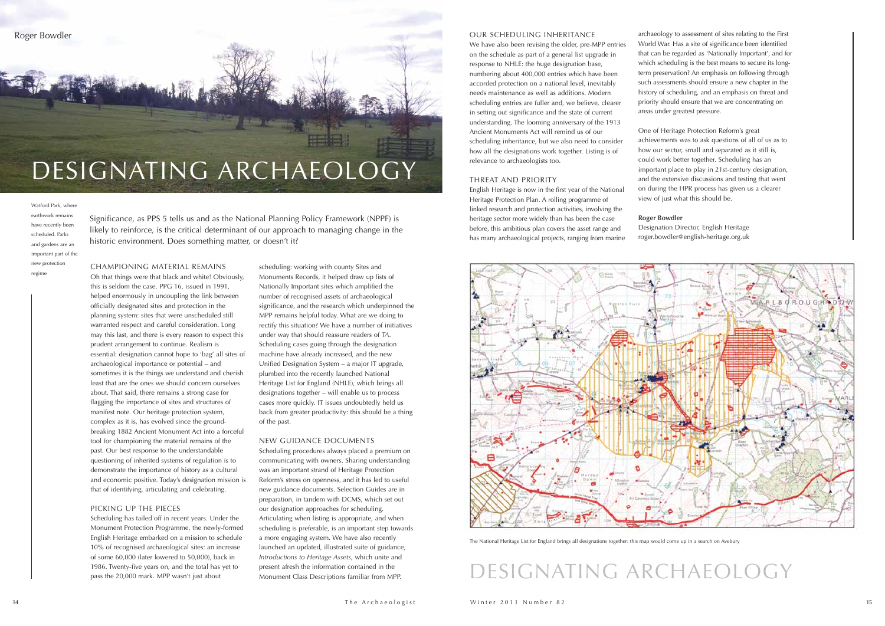Roger Bowdler

# DESIGNATING ARCHAEOLOGY

Watford Park, where earthwork remains have recently been scheduled. Parks and gardens are an important part of the new protection regime

Significance, as PPS 5 tells us and as the National Planning Policy Framework (NPPF) is likely to reinforce, is the critical determinant of our approach to managing change in the historic environment. Does something matter, or doesn't it?

## CHAMPIONING MATERIAL REMAINS

Oh that things were that black and white! Obviously, this is seldom the case. PPG 16, issued in 1991, helped enormously in uncoupling the link between officially designated sites and protection in the planning system: sites that were unscheduled still warranted respect and careful consideration. Long may this last, and there is every reason to expect this prudent arrangement to continue. Realism is essential: designation cannot hope to 'bag' all sites of archaeological importance or potential – and sometimes it is the things we understand and cherish least that are the ones we should concern ourselves about. That said, there remains a strong case for flagging the importance of sites and structures of manifest note. Our heritage protection system, complex as it is, has evolved since the ground-breaking 1882 Ancient Monument Act into a forceful tool for championing the material remains of the past. Our best response to the understandable questioning of inherited systems of regulation is to demonstrate the importance of history as a cultural and economic positive. Today's designation mission is that of identifying, articulating and celebrating.

## PICKING UP THE PIECES

Scheduling has tailed off in recent years. Under the Monument Protection Programme, the newly-formed English Heritage embarked on a mission to schedule 10% of recognised archaeological sites: an increase of some 60,000 (later lowered to 50,000), back in 1986. Twenty-five years on, and the total has yet to pass the 20,000 mark. MPP wasn't just about scheduling: working with county Sites and Monuments Records, it helped draw up lists of Nationally Important sites which amplified the number of recognised assets of archaeological significance, and the research which underpinned the MPP remains helpful today. What are we doing to rectify this situation? We have a number of initiatives under way that should reassure readers of *TA*. Scheduling cases going through the designation machine have already increased, and the new Unified Designation System – a major IT upgrade, plumbed into the recently launched National Heritage List for England (NHLE), which brings all designations together – will enable us to process cases more quickly. IT issues undoubtedly held us back from greater productivity: this should be a thing of the past.

## NEW GUIDANCE DOCUMENTS

Scheduling procedures always placed a premium on communicating with owners. Sharing understanding was an important strand of Heritage Protection Reform's stress on openness, and it has led to useful new guidance documents. Selection Guides are in preparation, in tandem with DCMS, which set out our designation approaches for scheduling. Articulating when listing is appropriate, and when scheduling is preferable, is an important step towards a more engaging system. We have also recently launched an updated, illustrated suite of guidance, *Introductions to Heritage Assets*, which unite and present afresh the information contained in the Monument Class Descriptions familiar from MPP.

## OUR SCHEDULING INHERITANCE

We have also been revising the older, pre-MPP entries on the schedule as part of a general list upgrade in response to NHLE: the huge designation base, numbering about 400,000 entries which have been accorded protection on a national level, inevitably needs maintenance as well as additions. Modern scheduling entries are fuller and, we believe, clearer in setting out significance and the state of current understanding. The looming anniversary of the 1913 Ancient Monuments Act will remind us of our scheduling inheritance, but we also need to consider how all the designations work together. Listing is of relevance to archaeologists too.

## THREAT AND PRIORITY

English Heritage is now in the first year of the National Heritage Protection Plan. A rolling programme of linked research and protection activities, involving the heritage sector more widely than has been the case before, this ambitious plan covers the asset range and has many archaeological projects, ranging from marine archaeology to assessment of sites relating to the First World War. Has a site of significance been identified that can be regarded as 'Nationally Important', and for which scheduling is the best means to secure its long-term preservation? An emphasis on following through such assessments should ensure a new chapter in the history of scheduling, and an emphasis on threat and priority should ensure that we are concentrating on areas under greatest pressure.

One of Heritage Protection Reform's great achievements was to ask questions of all of us as to how our sector, small and separated as it still is, could work better together. Scheduling has an important place to play in 21st-century designation, and the extensive discussions and testing that went on during the HPR process has given us a clearer view of just what this should be.

**Roger Bowdler**
Designation Director, English Heritage
roger.bowdler@english-heritage.org.uk

The National Heritage List for England brings all designations together: this map would come up in a search on Avebury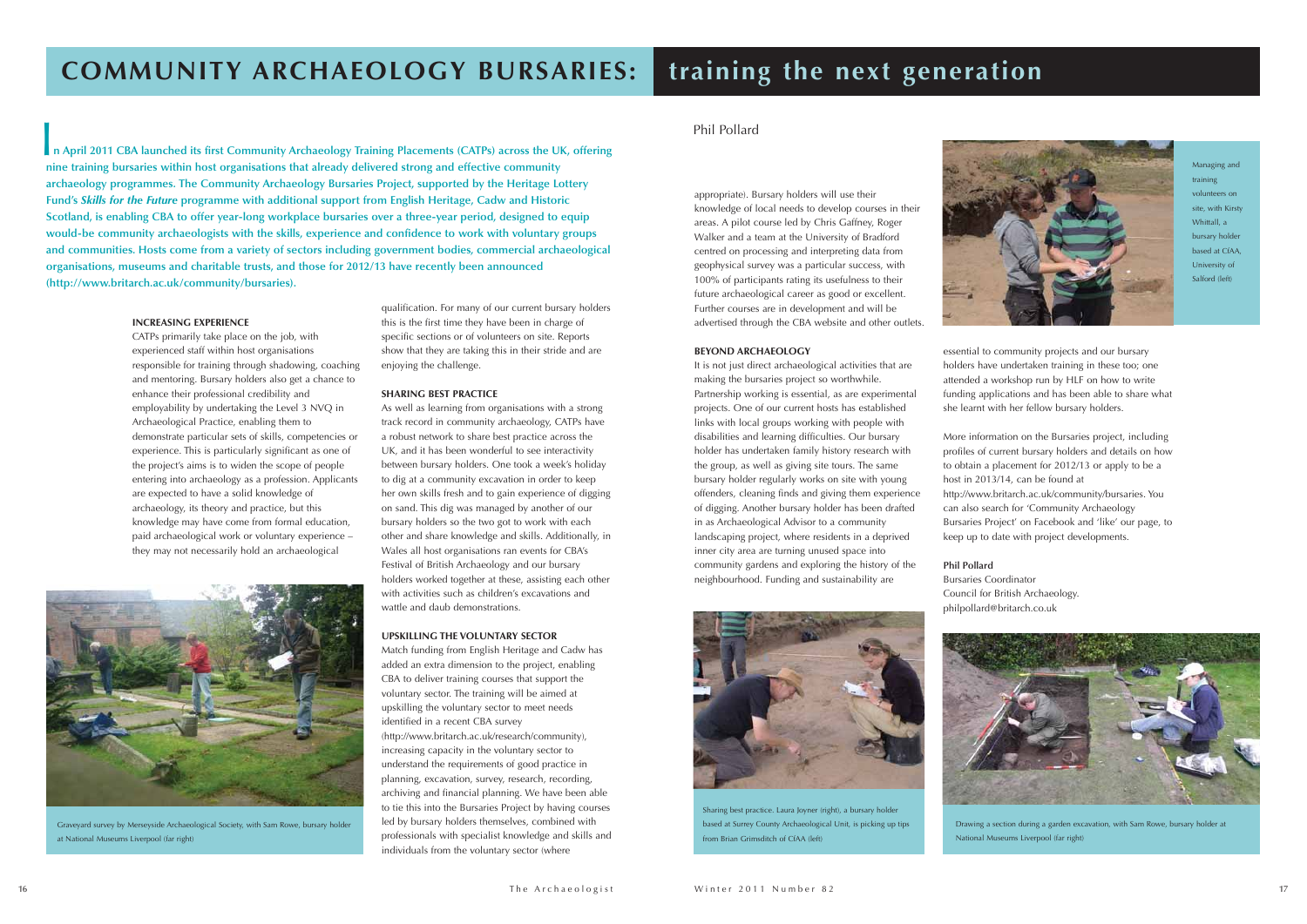# COMMUNITY ARCHAEOLOGY BURSARIES: training the next generation

Phil Pollard

**In April 2011 CBA launched its first Community Archaeology Training Placements (CATPs) across the UK, offering nine training bursaries within host organisations that already delivered strong and effective community archaeology programmes. The Community Archaeology Bursaries Project, supported by the Heritage Lottery Fund's *Skills for the Future* programme with additional support from English Heritage, Cadw and Historic Scotland, is enabling CBA to offer year-long workplace bursaries over a three-year period, designed to equip would-be community archaeologists with the skills, experience and confidence to work with voluntary groups and communities. Hosts come from a variety of sectors including government bodies, commercial archaeological organisations, museums and charitable trusts, and those for 2012/13 have recently been announced (http://www.britarch.ac.uk/community/bursaries).**

### INCREASING EXPERIENCE

CATPs primarily take place on the job, with experienced staff within host organisations responsible for training through shadowing, coaching and mentoring. Bursary holders also get a chance to enhance their professional credibility and employability by undertaking the Level 3 NVQ in Archaeological Practice, enabling them to demonstrate particular sets of skills, competencies or experience. This is particularly significant as one of the project's aims is to widen the scope of people entering into archaeology as a profession. Applicants are expected to have a solid knowledge of archaeology, its theory and practice, but this knowledge may have come from formal education, paid archaeological work or voluntary experience – they may not necessarily hold an archaeological qualification. For many of our current bursary holders this is the first time they have been in charge of specific sections or of volunteers on site. Reports show that they are taking this in their stride and are enjoying the challenge.

Graveyard survey by Merseyside Archaeological Society, with Sam Rowe, bursary holder at National Museums Liverpool (far right)

### SHARING BEST PRACTICE

As well as learning from organisations with a strong track record in community archaeology, CATPs have a robust network to share best practice across the UK, and it has been wonderful to see interactivity between bursary holders. One took a week's holiday to dig at a community excavation in order to keep her own skills fresh and to gain experience of digging on sand. This dig was managed by another of our bursary holders so the two got to work with each other and share knowledge and skills. Additionally, in Wales all host organisations ran events for CBA's Festival of British Archaeology and our bursary holders worked together at these, assisting each other with activities such as children's excavations and wattle and daub demonstrations.

### UPSKILLING THE VOLUNTARY SECTOR

Match funding from English Heritage and Cadw has added an extra dimension to the project, enabling CBA to deliver training courses that support the voluntary sector. The training will be aimed at upskilling the voluntary sector to meet needs identified in a recent CBA survey (http://www.britarch.ac.uk/research/community), increasing capacity in the voluntary sector to understand the requirements of good practice in planning, excavation, survey, research, recording, archiving and financial planning. We have been able to tie this into the Bursaries Project by having courses led by bursary holders themselves, combined with professionals with specialist knowledge and skills and individuals from the voluntary sector (where appropriate). Bursary holders will use their knowledge of local needs to develop courses in their areas. A pilot course led by Chris Gaffney, Roger Walker and a team at the University of Bradford centred on processing and interpreting data from geophysical survey was a particular success, with 100% of participants rating its usefulness to their future archaeological career as good or excellent. Further courses are in development and will be advertised through the CBA website and other outlets.

### BEYOND ARCHAEOLOGY

It is not just direct archaeological activities that are making the bursaries project so worthwhile. Partnership working is essential, as are experimental projects. One of our current hosts has established links with local groups working with people with disabilities and learning difficulties. Our bursary holder has undertaken family history research with the group, as well as giving site tours. The same bursary holder regularly works on site with young offenders, cleaning finds and giving them experience of digging. Another bursary holder has been drafted in as Archaeological Advisor to a community landscaping project, where residents in a deprived inner city area are turning unused space into community gardens and exploring the history of the neighbourhood. Funding and sustainability are essential to community projects and our bursary holders have undertaken training in these too; one attended a workshop run by HLF on how to write funding applications and has been able to share what she learnt with her fellow bursary holders.

Sharing best practice. Laura Joyner (right), a bursary holder based at Surrey County Archaeological Unit, is picking up tips from Brian Grimsditch of CfAA (left)

Managing and training volunteers on site, with Kirsty Whittall, a bursary holder based at CfAA, University of Salford (left)

More information on the Bursaries project, including profiles of current bursary holders and details on how to obtain a placement for 2012/13 or apply to be a host in 2013/14, can be found at http://www.britarch.ac.uk/community/bursaries. You can also search for 'Community Archaeology Bursaries Project' on Facebook and 'like' our page, to keep up to date with project developments.

**Phil Pollard**
Bursaries Coordinator
Council for British Archaeology.
philpollard@britarch.co.uk

Drawing a section during a garden excavation, with Sam Rowe, bursary holder at National Museums Liverpool (far right)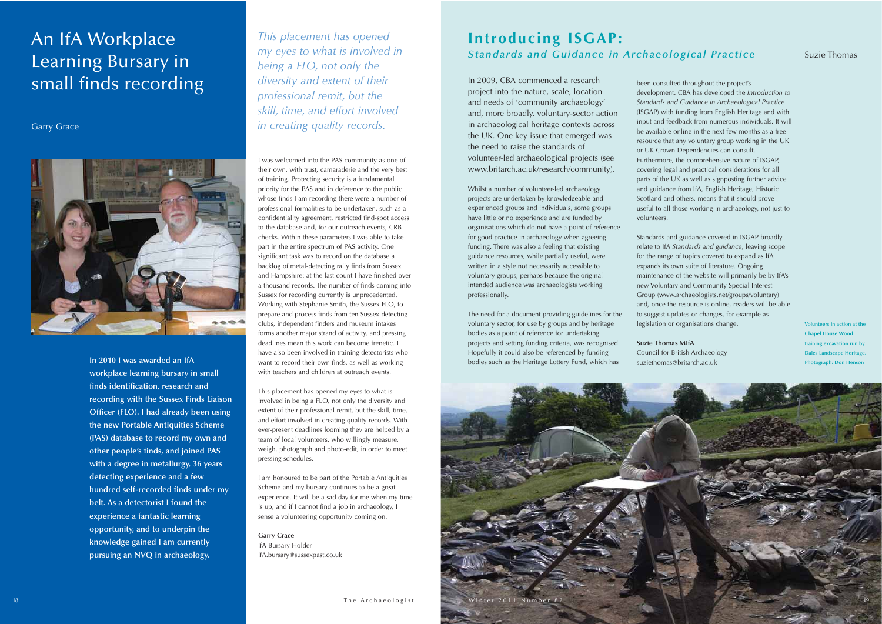# An IfA Workplace Learning Bursary in small finds recording

Garry Grace

**In 2010 I was awarded an IfA workplace learning bursary in small finds identification, research and recording with the Sussex Finds Liaison Officer (FLO). I had already been using the new Portable Antiquities Scheme (PAS) database to record my own and other people's finds, and joined PAS with a degree in metallurgy, 36 years detecting experience and a few hundred self-recorded finds under my belt. As a detectorist I found the experience a fantastic learning opportunity, and to underpin the knowledge gained I am currently pursuing an NVQ in archaeology.**

*This placement has opened my eyes to what is involved in being a FLO, not only the diversity and extent of their professional remit, but the skill, time, and effort involved in creating quality records.*

I was welcomed into the PAS community as one of their own, with trust, camaraderie and the very best of training. Protecting security is a fundamental priority for the PAS and in deference to the public whose finds I am recording there were a number of professional formalities to be undertaken, such as a confidentiality agreement, restricted find-spot access to the database and, for our outreach events, CRB checks. Within these parameters I was able to take part in the entire spectrum of PAS activity. One significant task was to record on the database a backlog of metal-detecting rally finds from Sussex and Hampshire: at the last count I have finished over a thousand records. The number of finds coming into Sussex for recording currently is unprecedented. Working with Stephanie Smith, the Sussex FLO, to prepare and process finds from ten Sussex detecting clubs, independent finders and museum intakes forms another major strand of activity, and pressing deadlines mean this work can become frenetic. I have also been involved in training detectorists who want to record their own finds, as well as working with teachers and children at outreach events.

This placement has opened my eyes to what is involved in being a FLO, not only the diversity and extent of their professional remit, but the skill, time, and effort involved in creating quality records. With ever-present deadlines looming they are helped by a team of local volunteers, who willingly measure, weigh, photograph and photo-edit, in order to meet pressing schedules.

I am honoured to be part of the Portable Antiquities Scheme and my bursary continues to be a great experience. It will be a sad day for me when my time is up, and if I cannot find a job in archaeology, I sense a volunteering opportunity coming on.

**Garry Crace**
IfA Bursary Holder
IfA.bursary@sussexpast.co.uk

# Introducing ISGAP:
## *Standards and Guidance in Archaeological Practice*

Suzie Thomas

In 2009, CBA commenced a research project into the nature, scale, location and needs of 'community archaeology' and, more broadly, voluntary-sector action in archaeological heritage contexts across the UK. One key issue that emerged was the need to raise the standards of volunteer-led archaeological projects (see www.britarch.ac.uk/research/community).

Whilst a number of volunteer-led archaeology projects are undertaken by knowledgeable and experienced groups and individuals, some groups have little or no experience and are funded by organisations which do not have a point of reference for good practice in archaeology when agreeing funding. There was also a feeling that existing guidance resources, while partially useful, were written in a style not necessarily accessible to voluntary groups, perhaps because the original intended audience was archaeologists working professionally.

The need for a document providing guidelines for the voluntary sector, for use by groups and by heritage bodies as a point of reference for undertaking projects and setting funding criteria, was recognised. Hopefully it could also be referenced by funding bodies such as the Heritage Lottery Fund, which has been consulted throughout the project's development. CBA has developed the *Introduction to Standards and Guidance in Archaeological Practice* (ISGAP) with funding from English Heritage and with input and feedback from numerous individuals. It will be available online in the next few months as a free resource that any voluntary group working in the UK or UK Crown Dependencies can consult. Furthermore, the comprehensive nature of ISGAP, covering legal and practical considerations for all parts of the UK as well as signposting further advice and guidance from IfA, English Heritage, Historic Scotland and others, means that it should prove useful to all those working in archaeology, not just to volunteers.

Standards and guidance covered in ISGAP broadly relate to IfA *Standards and guidance*, leaving scope for the range of topics covered to expand as IfA expands its own suite of literature. Ongoing maintenance of the website will primarily be by IfA's new Voluntary and Community Special Interest Group (www.archaeologists.net/groups/voluntary) and, once the resource is online, readers will be able to suggest updates or changes, for example as legislation or organisations change.

**Suzie Thomas MIfA**
Council for British Archaeology
suziethomas@britarch.ac.uk

Volunteers in action at the Chapel House Wood training excavation run by Dales Landscape Heritage. Photograph: Don Henson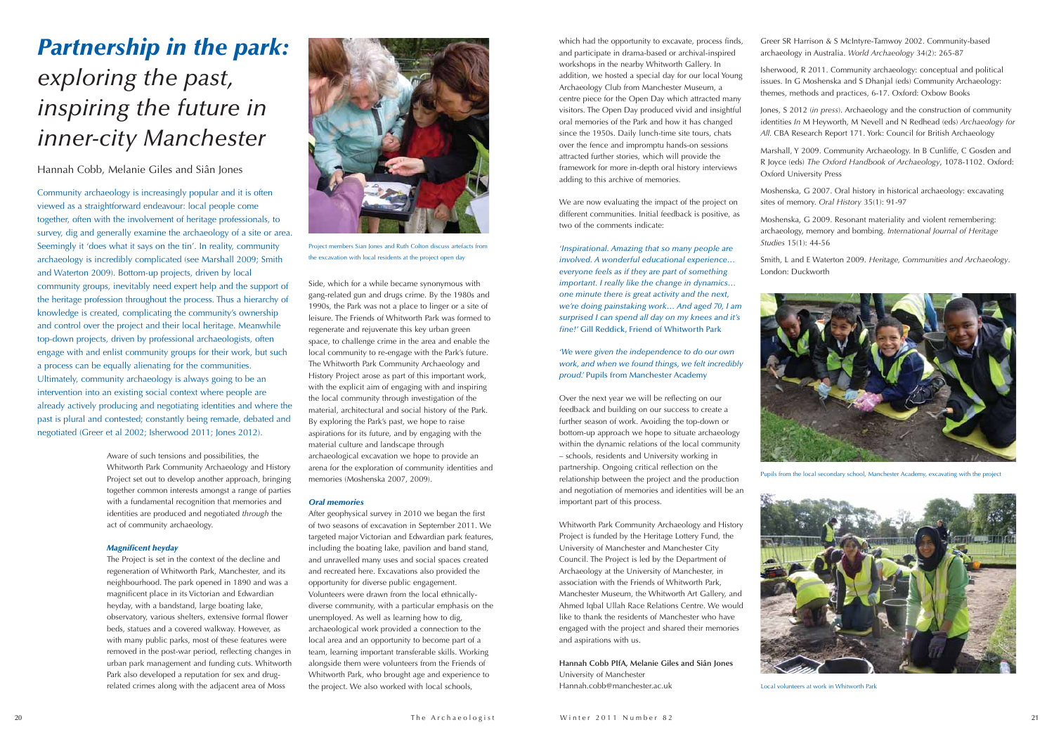# *Partnership in the park:* *exploring the past, inspiring the future in inner-city Manchester*

Hannah Cobb, Melanie Giles and Siân Jones

Community archaeology is increasingly popular and it is often viewed as a straightforward endeavour: local people come together, often with the involvement of heritage professionals, to survey, dig and generally examine the archaeology of a site or area. Seemingly it 'does what it says on the tin'. In reality, community archaeology is incredibly complicated (see Marshall 2009; Smith and Waterton 2009). Bottom-up projects, driven by local community groups, inevitably need expert help and the support of the heritage profession throughout the process. Thus a hierarchy of knowledge is created, complicating the community's ownership and control over the project and their local heritage. Meanwhile top-down projects, driven by professional archaeologists, often engage with and enlist community groups for their work, but such a process can be equally alienating for the communities. Ultimately, community archaeology is always going to be an intervention into an existing social context where people are already actively producing and negotiating identities and where the past is plural and contested; constantly being remade, debated and negotiated (Greer et al 2002; Isherwood 2011; Jones 2012).

Aware of such tensions and possibilities, the Whitworth Park Community Archaeology and History Project set out to develop another approach, bringing together common interests amongst a range of parties with a fundamental recognition that memories and identities are produced and negotiated *through* the act of community archaeology.

### *Magnificent heyday*

The Project is set in the context of the decline and regeneration of Whitworth Park, Manchester, and its neighbourhood. The park opened in 1890 and was a magnificent place in its Victorian and Edwardian heyday, with a bandstand, large boating lake, observatory, various shelters, extensive formal flower beds, statues and a covered walkway. However, as with many public parks, most of these features were removed in the post-war period, reflecting changes in urban park management and funding cuts. Whitworth Park also developed a reputation for sex and drug-related crimes along with the adjacent area of Moss Side, which for a while became synonymous with gang-related gun and drugs crime. By the 1980s and 1990s, the Park was not a place to linger or a site of leisure. The Friends of Whitworth Park was formed to regenerate and rejuvenate this key urban green space, to challenge crime in the area and enable the local community to re-engage with the Park's future. The Whitworth Park Community Archaeology and History Project arose as part of this important work, with the explicit aim of engaging with and inspiring the local community through investigation of the material, architectural and social history of the Park. By exploring the Park's past, we hope to raise aspirations for its future, and by engaging with the material culture and landscape through archaeological excavation we hope to provide an arena for the exploration of community identities and memories (Moshenska 2007, 2009).

Project members Sian Jones and Ruth Colton discuss artefacts from the excavation with local residents at the project open day

### *Oral memories*

After geophysical survey in 2010 we began the first of two seasons of excavation in September 2011. We targeted major Victorian and Edwardian park features, including the boating lake, pavilion and band stand, and unravelled many uses and social spaces created and recreated here. Excavations also provided the opportunity for diverse public engagement. Volunteers were drawn from the local ethnically-diverse community, with a particular emphasis on the unemployed. As well as learning how to dig, archaeological work provided a connection to the local area and an opportunity to become part of a team, learning important transferable skills. Working alongside them were volunteers from the Friends of Whitworth Park, who brought age and experience to the project. We also worked with local schools, which had the opportunity to excavate, process finds, and participate in drama-based or archival-inspired workshops in the nearby Whitworth Gallery. In addition, we hosted a special day for our local Young Archaeology Club from Manchester Museum, a centre piece for the Open Day which attracted many visitors. The Open Day produced vivid and insightful oral memories of the Park and how it has changed since the 1950s. Daily lunch-time site tours, chats over the fence and impromptu hands-on sessions attracted further stories, which will provide the framework for more in-depth oral history interviews adding to this archive of memories.

We are now evaluating the impact of the project on different communities. Initial feedback is positive, as two of the comments indicate:

*'Inspirational. Amazing that so many people are involved. A wonderful educational experience… everyone feels as if they are part of something important. I really like the change in dynamics… one minute there is great activity and the next, we're doing painstaking work… And aged 70, I am surprised I can spend all day on my knees and it's fine!'* Gill Reddick, Friend of Whitworth Park

*'We were given the independence to do our own work, and when we found things, we felt incredibly proud.'* Pupils from Manchester Academy

Over the next year we will be reflecting on our feedback and building on our success to create a further season of work. Avoiding the top-down or bottom-up approach we hope to situate archaeology within the dynamic relations of the local community – schools, residents and University working in partnership. Ongoing critical reflection on the relationship between the project and the production and negotiation of memories and identities will be an important part of this process.

Whitworth Park Community Archaeology and History Project is funded by the Heritage Lottery Fund, the University of Manchester and Manchester City Council. The Project is led by the Department of Archaeology at the University of Manchester, in association with the Friends of Whitworth Park, Manchester Museum, the Whitworth Art Gallery, and Ahmed Iqbal Ullah Race Relations Centre. We would like to thank the residents of Manchester who have engaged with the project and shared their memories and aspirations with us.

**Hannah Cobb PIfA, Melanie Giles and Siân Jones**
University of Manchester
Hannah.cobb@manchester.ac.uk

Greer SR Harrison & S McIntyre-Tamwoy 2002. Community-based archaeology in Australia. *World Archaeology* 34(2): 265-87

Isherwood, R 2011. Community archaeology: conceptual and political issues. In G Moshenska and S Dhanjal (eds) Community Archaeology: themes, methods and practices, 6-17. Oxford: Oxbow Books

Jones, S 2012 (*in press*). Archaeology and the construction of community identities *In* M Heyworth, M Nevell and N Redhead (eds) *Archaeology for All*. CBA Research Report 171. York: Council for British Archaeology

Marshall, Y 2009. Community Archaeology. In B Cunliffe, C Gosden and R Joyce (eds) *The Oxford Handbook of Archaeology*, 1078-1102. Oxford: Oxford University Press

Moshenska, G 2007. Oral history in historical archaeology: excavating sites of memory. *Oral History* 35(1): 91-97

Moshenska, G 2009. Resonant materiality and violent remembering: archaeology, memory and bombing. *International Journal of Heritage Studies* 15(1): 44-56

Smith, L and E Waterton 2009. *Heritage, Communities and Archaeology*. London: Duckworth

Pupils from the local secondary school, Manchester Academy, excavating with the project

Local volunteers at work in Whitworth Park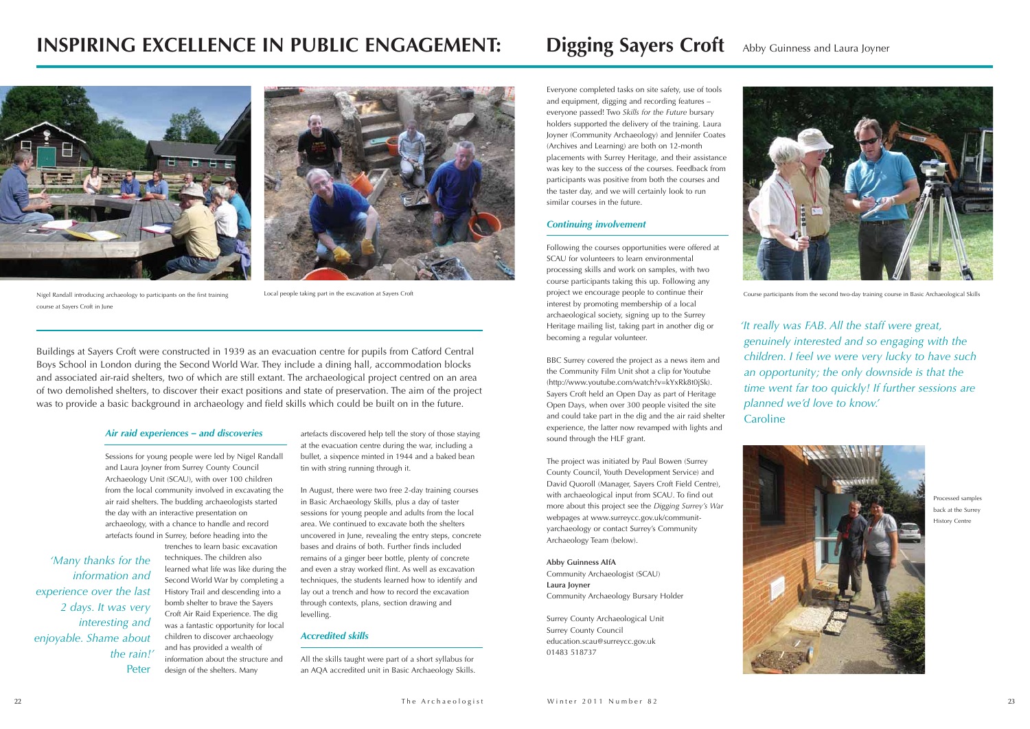# INSPIRING EXCELLENCE IN PUBLIC ENGAGEMENT: Digging Sayers Croft

Abby Guinness and Laura Joyner

Nigel Randall introducing archaeology to participants on the first training course at Sayers Croft in June

Local people taking part in the excavation at Sayers Croft

Buildings at Sayers Croft were constructed in 1939 as an evacuation centre for pupils from Catford Central Boys School in London during the Second World War. They include a dining hall, accommodation blocks and associated air-raid shelters, two of which are still extant. The archaeological project centred on an area of two demolished shelters, to discover their exact positions and state of preservation. The aim of the project was to provide a basic background in archaeology and field skills which could be built on in the future.

### *Air raid experiences – and discoveries*

Sessions for young people were led by Nigel Randall and Laura Joyner from Surrey County Council Archaeology Unit (SCAU), with over 100 children from the local community involved in excavating the air raid shelters. The budding archaeologists started the day with an interactive presentation on archaeology, with a chance to handle and record artefacts found in Surrey, before heading into the trenches to learn basic excavation techniques. The children also learned what life was like during the Second World War by completing a History Trail and descending into a bomb shelter to brave the Sayers Croft Air Raid Experience. The dig was a fantastic opportunity for local children to discover archaeology and has provided a wealth of information about the structure and design of the shelters. Many artefacts discovered help tell the story of those staying at the evacuation centre during the war, including a bullet, a sixpence minted in 1944 and a baked bean tin with string running through it.

*'Many thanks for the information and experience over the last 2 days. It was very interesting and enjoyable. Shame about the rain!'*
Peter

In August, there were two free 2-day training courses in Basic Archaeology Skills, plus a day of taster sessions for young people and adults from the local area. We continued to excavate both the shelters uncovered in June, revealing the entry steps, concrete bases and drains of both. Further finds included remains of a ginger beer bottle, plenty of concrete and even a stray worked flint. As well as excavation techniques, the students learned how to identify and lay out a trench and how to record the excavation through contexts, plans, section drawing and levelling.

### *Accredited skills*

All the skills taught were part of a short syllabus for an AQA accredited unit in Basic Archaeology Skills. Everyone completed tasks on site safety, use of tools and equipment, digging and recording features – everyone passed! Two *Skills for the Future* bursary holders supported the delivery of the training. Laura Joyner (Community Archaeology) and Jennifer Coates (Archives and Learning) are both on 12-month placements with Surrey Heritage, and their assistance was key to the success of the courses. Feedback from participants was positive from both the courses and the taster day, and we will certainly look to run similar courses in the future.

### *Continuing involvement*

Following the courses opportunities were offered at SCAU for volunteers to learn environmental processing skills and work on samples, with two course participants taking this up. Following any project we encourage people to continue their interest by promoting membership of a local archaeological society, signing up to the Surrey Heritage mailing list, taking part in another dig or becoming a regular volunteer.

BBC Surrey covered the project as a news item and the Community Film Unit shot a clip for Youtube (http://www.youtube.com/watch?v=kYxRk8t0jSk). Sayers Croft held an Open Day as part of Heritage Open Days, when over 300 people visited the site and could take part in the dig and the air raid shelter experience, the latter now revamped with lights and sound through the HLF grant.

The project was initiated by Paul Bowen (Surrey County Council, Youth Development Service) and David Quoroll (Manager, Sayers Croft Field Centre), with archaeological input from SCAU. To find out more about this project see the *Digging Surrey's War* webpages at www.surreycc.gov.uk/communityarchaeology or contact Surrey's Community Archaeology Team (below).

**Abby Guinness AIfA**
Community Archaeologist (SCAU)
**Laura Joyner**
Community Archaeology Bursary Holder

Surrey County Archaeological Unit
Surrey County Council
education.scau@surreycc.gov.uk
01483 518737

Course participants from the second two-day training course in Basic Archaeological Skills

*'It really was FAB. All the staff were great, genuinely interested and so engaging with the children. I feel we were very lucky to have such an opportunity; the only downside is that the time went far too quickly! If further sessions are planned we'd love to know.'*
Caroline

Processed samples back at the Surrey History Centre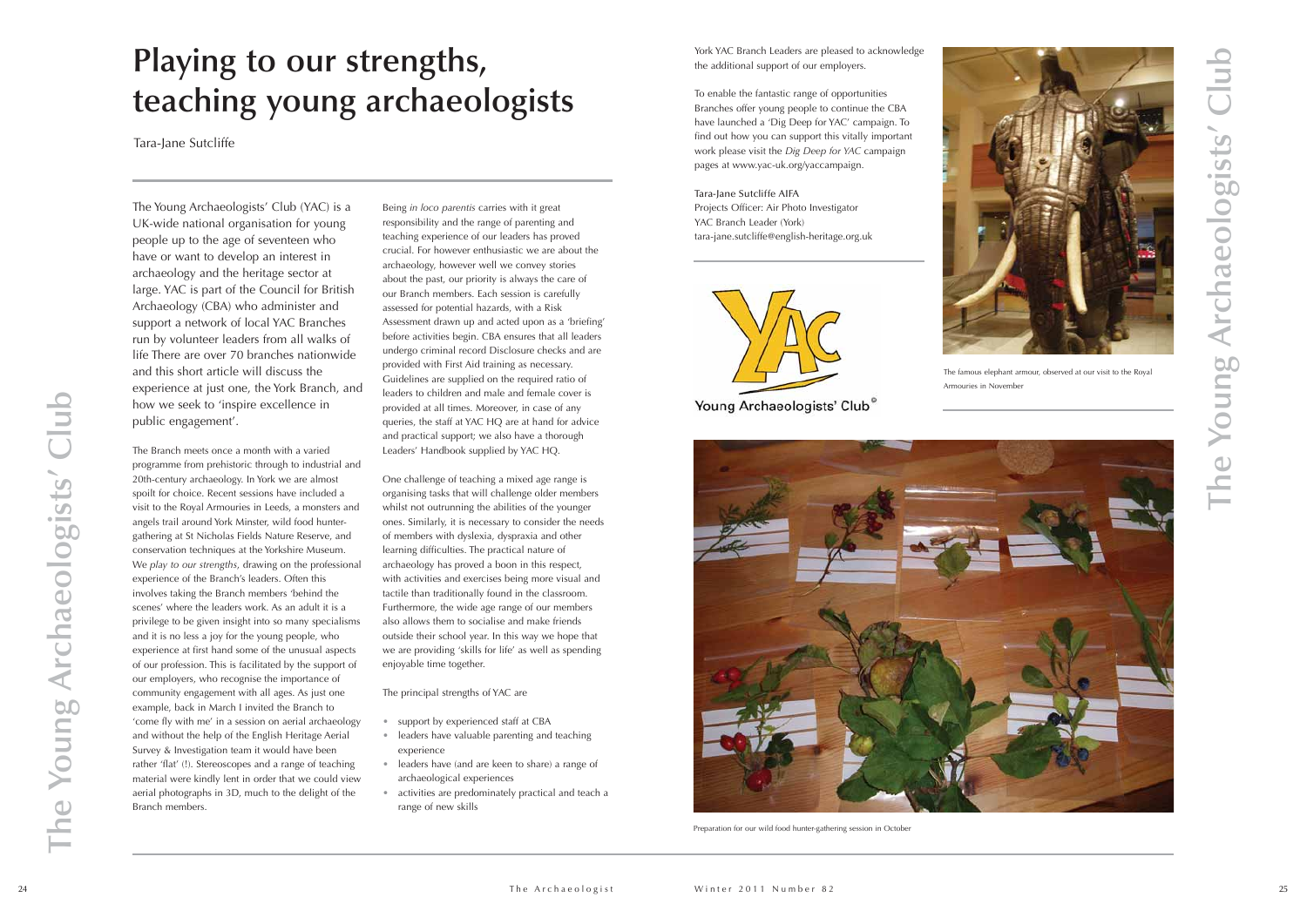# Playing to our strengths, teaching young archaeologists

Tara-Jane Sutcliffe

The Young Archaeologists' Club (YAC) is a UK-wide national organisation for young people up to the age of seventeen who have or want to develop an interest in archaeology and the heritage sector at large. YAC is part of the Council for British Archaeology (CBA) who administer and support a network of local YAC Branches run by volunteer leaders from all walks of life There are over 70 branches nationwide and this short article will discuss the experience at just one, the York Branch, and how we seek to 'inspire excellence in public engagement'.

The Branch meets once a month with a varied programme from prehistoric through to industrial and 20th-century archaeology. In York we are almost spoilt for choice. Recent sessions have included a visit to the Royal Armouries in Leeds, a monsters and angels trail around York Minster, wild food hunter-gathering at St Nicholas Fields Nature Reserve, and conservation techniques at the Yorkshire Museum. We *play to our strengths*, drawing on the professional experience of the Branch's leaders. Often this involves taking the Branch members 'behind the scenes' where the leaders work. As an adult it is a privilege to be given insight into so many specialisms and it is no less a joy for the young people, who experience at first hand some of the unusual aspects of our profession. This is facilitated by the support of our employers, who recognise the importance of community engagement with all ages. As just one example, back in March I invited the Branch to 'come fly with me' in a session on aerial archaeology and without the help of the English Heritage Aerial Survey & Investigation team it would have been rather 'flat' (!). Stereoscopes and a range of teaching material were kindly lent in order that we could view aerial photographs in 3D, much to the delight of the Branch members.

Being *in loco parentis* carries with it great responsibility and the range of parenting and teaching experience of our leaders has proved crucial. For however enthusiastic we are about the archaeology, however well we convey stories about the past, our priority is always the care of our Branch members. Each session is carefully assessed for potential hazards, with a Risk Assessment drawn up and acted upon as a 'briefing' before activities begin. CBA ensures that all leaders undergo criminal record Disclosure checks and are provided with First Aid training as necessary. Guidelines are supplied on the required ratio of leaders to children and male and female cover is provided at all times. Moreover, in case of any queries, the staff at YAC HQ are at hand for advice and practical support; we also have a thorough Leaders' Handbook supplied by YAC HQ.

One challenge of teaching a mixed age range is organising tasks that will challenge older members whilst not outrunning the abilities of the younger ones. Similarly, it is necessary to consider the needs of members with dyslexia, dyspraxia and other learning difficulties. The practical nature of archaeology has proved a boon in this respect, with activities and exercises being more visual and tactile than traditionally found in the classroom. Furthermore, the wide age range of our members also allows them to socialise and make friends outside their school year. In this way we hope that we are providing 'skills for life' as well as spending enjoyable time together.

The principal strengths of YAC are

- support by experienced staff at CBA
- leaders have valuable parenting and teaching experience
- leaders have (and are keen to share) a range of archaeological experiences
- activities are predominately practical and teach a range of new skills

York YAC Branch Leaders are pleased to acknowledge the additional support of our employers.

To enable the fantastic range of opportunities Branches offer young people to continue the CBA have launched a 'Dig Deep for YAC' campaign. To find out how you can support this vitally important work please visit the *Dig Deep for YAC* campaign pages at www.yac-uk.org/yaccampaign.

Tara-Jane Sutcliffe AIFA
Projects Officer: Air Photo Investigator
YAC Branch Leader (York)
tara-jane.sutcliffe@english-heritage.org.uk

Young Archaeologists' Club®

The famous elephant armour, observed at our visit to the Royal Armouries in November

Preparation for our wild food hunter-gathering session in October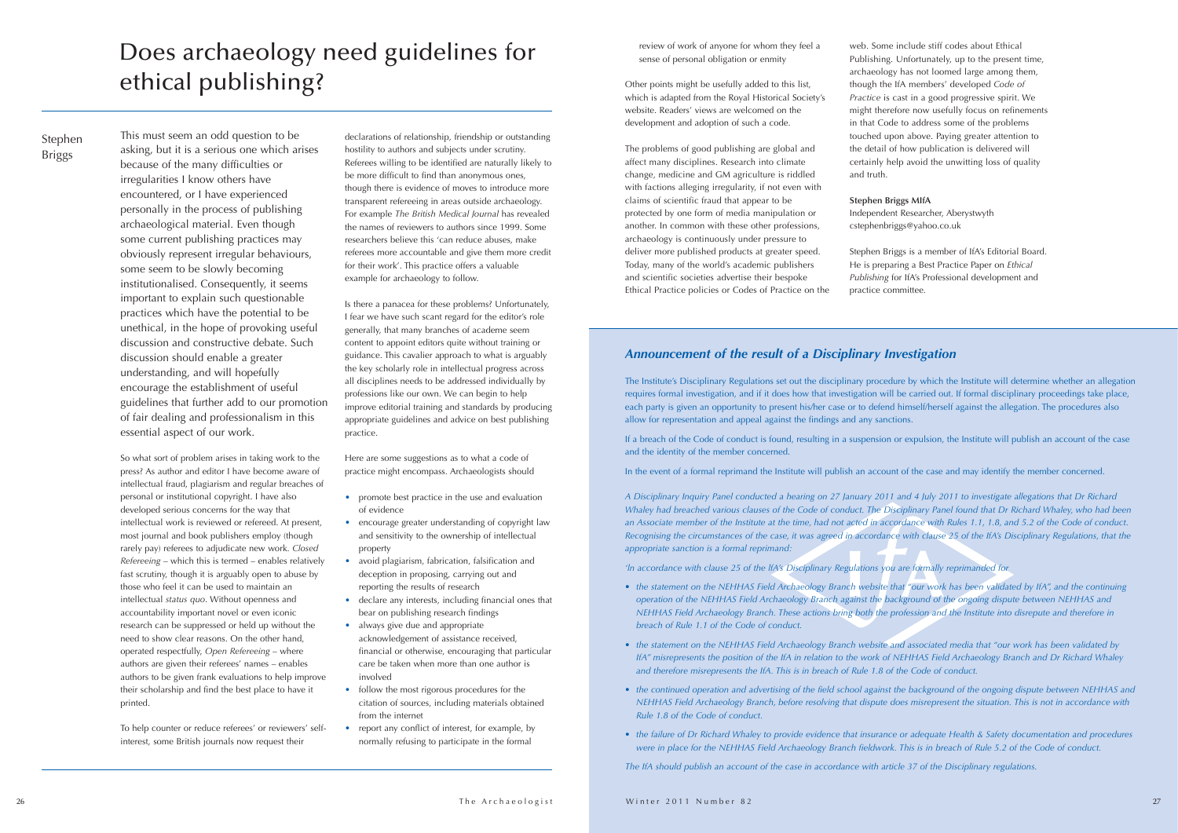# Does archaeology need guidelines for ethical publishing?

Stephen Briggs

This must seem an odd question to be asking, but it is a serious one which arises because of the many difficulties or irregularities I know others have encountered, or I have experienced personally in the process of publishing archaeological material. Even though some current publishing practices may obviously represent irregular behaviours, some seem to be slowly becoming institutionalised. Consequently, it seems important to explain such questionable practices which have the potential to be unethical, in the hope of provoking useful discussion and constructive debate. Such discussion should enable a greater understanding, and will hopefully encourage the establishment of useful guidelines that further add to our promotion of fair dealing and professionalism in this essential aspect of our work.

So what sort of problem arises in taking work to the press? As author and editor I have become aware of intellectual fraud, plagiarism and regular breaches of personal or institutional copyright. I have also developed serious concerns for the way that intellectual work is reviewed or refereed. At present, most journal and book publishers employ (though rarely pay) referees to adjudicate new work. *Closed Refereeing* – which this is termed – enables relatively fast scrutiny, though it is arguably open to abuse by those who feel it can be used to maintain an intellectual *status quo*. Without openness and accountability important novel or even iconic research can be suppressed or held up without the need to show clear reasons. On the other hand, operated respectfully, *Open Refereeing* – where authors are given their referees' names – enables authors to be given frank evaluations to help improve their scholarship and find the best place to have it printed.

To help counter or reduce referees' or reviewers' self-interest, some British journals now request their declarations of relationship, friendship or outstanding hostility to authors and subjects under scrutiny. Referees willing to be identified are naturally likely to be more difficult to find than anonymous ones, though there is evidence of moves to introduce more transparent refereeing in areas outside archaeology. For example *The British Medical Journal* has revealed the names of reviewers to authors since 1999. Some researchers believe this 'can reduce abuses, make referees more accountable and give them more credit for their work'. This practice offers a valuable example for archaeology to follow.

Is there a panacea for these problems? Unfortunately, I fear we have such scant regard for the editor's role generally, that many branches of academe seem content to appoint editors quite without training or guidance. This cavalier approach to what is arguably the key scholarly role in intellectual progress across all disciplines needs to be addressed individually by professions like our own. We can begin to help improve editorial training and standards by producing appropriate guidelines and advice on best publishing practice.

Here are some suggestions as to what a code of practice might encompass. Archaeologists should

- promote best practice in the use and evaluation of evidence
- encourage greater understanding of copyright law and sensitivity to the ownership of intellectual property
- avoid plagiarism, fabrication, falsification and deception in proposing, carrying out and reporting the results of research
- declare any interests, including financial ones that bear on publishing research findings
- always give due and appropriate acknowledgement of assistance received, financial or otherwise, encouraging that particular care be taken when more than one author is involved
- follow the most rigorous procedures for the citation of sources, including materials obtained from the internet
- report any conflict of interest, for example, by normally refusing to participate in the formal review of work of anyone for whom they feel a sense of personal obligation or enmity

Other points might be usefully added to this list, which is adapted from the Royal Historical Society's website. Readers' views are welcomed on the development and adoption of such a code.

The problems of good publishing are global and affect many disciplines. Research into climate change, medicine and GM agriculture is riddled with factions alleging irregularity, if not even with claims of scientific fraud that appear to be protected by one form of media manipulation or another. In common with these other professions, archaeology is continuously under pressure to deliver more published products at greater speed. Today, many of the world's academic publishers and scientific societies advertise their bespoke Ethical Practice policies or Codes of Practice on the web. Some include stiff codes about Ethical Publishing. Unfortunately, up to the present time, archaeology has not loomed large among them, though the IfA members' developed *Code of Practice* is cast in a good progressive spirit. We might therefore now usefully focus on refinements in that Code to address some of the problems touched upon above. Paying greater attention to the detail of how publication is delivered will certainly help avoid the unwitting loss of quality and truth.

**Stephen Briggs MIfA**
Independent Researcher, Aberystwyth
cstephenbriggs@yahoo.co.uk

Stephen Briggs is a member of IfA's Editorial Board. He is preparing a Best Practice Paper on *Ethical Publishing* for IfA's Professional development and practice committee.

## *Announcement of the result of a Disciplinary Investigation*

The Institute's Disciplinary Regulations set out the disciplinary procedure by which the Institute will determine whether an allegation requires formal investigation, and if it does how that investigation will be carried out. If formal disciplinary proceedings take place, each party is given an opportunity to present his/her case or to defend himself/herself against the allegation. The procedures also allow for representation and appeal against the findings and any sanctions.

If a breach of the Code of conduct is found, resulting in a suspension or expulsion, the Institute will publish an account of the case and the identity of the member concerned.

In the event of a formal reprimand the Institute will publish an account of the case and may identify the member concerned.

*A Disciplinary Inquiry Panel conducted a hearing on 27 January 2011 and 4 July 2011 to investigate allegations that Dr Richard Whaley had breached various clauses of the Code of conduct. The Disciplinary Panel found that Dr Richard Whaley, who had been an Associate member of the Institute at the time, had not acted in accordance with Rules 1.1, 1.8, and 5.2 of the Code of conduct. Recognising the circumstances of the case, it was agreed in accordance with clause 25 of the IfA's Disciplinary Regulations, that the appropriate sanction is a formal reprimand:*

*'In accordance with clause 25 of the IfA's Disciplinary Regulations you are formally reprimanded for*

- *the statement on the NEHHAS Field Archaeology Branch website that "our work has been validated by IfA", and the continuing operation of the NEHHAS Field Archaeology Branch against the background of the ongoing dispute between NEHHAS and NEHHAS Field Archaeology Branch. These actions bring both the profession and the Institute into disrepute and therefore in breach of Rule 1.1 of the Code of conduct.*
- *the statement on the NEHHAS Field Archaeology Branch website and associated media that "our work has been validated by IfA" misrepresents the position of the IfA in relation to the work of NEHHAS Field Archaeology Branch and Dr Richard Whaley and therefore misrepresents the IfA. This is in breach of Rule 1.8 of the Code of conduct.*
- *the continued operation and advertising of the field school against the background of the ongoing dispute between NEHHAS and NEHHAS Field Archaeology Branch, before resolving that dispute does misrepresent the situation. This is not in accordance with Rule 1.8 of the Code of conduct.*
- *the failure of Dr Richard Whaley to provide evidence that insurance or adequate Health & Safety documentation and procedures were in place for the NEHHAS Field Archaeology Branch fieldwork. This is in breach of Rule 5.2 of the Code of conduct.*

*The IfA should publish an account of the case in accordance with article 37 of the Disciplinary regulations.*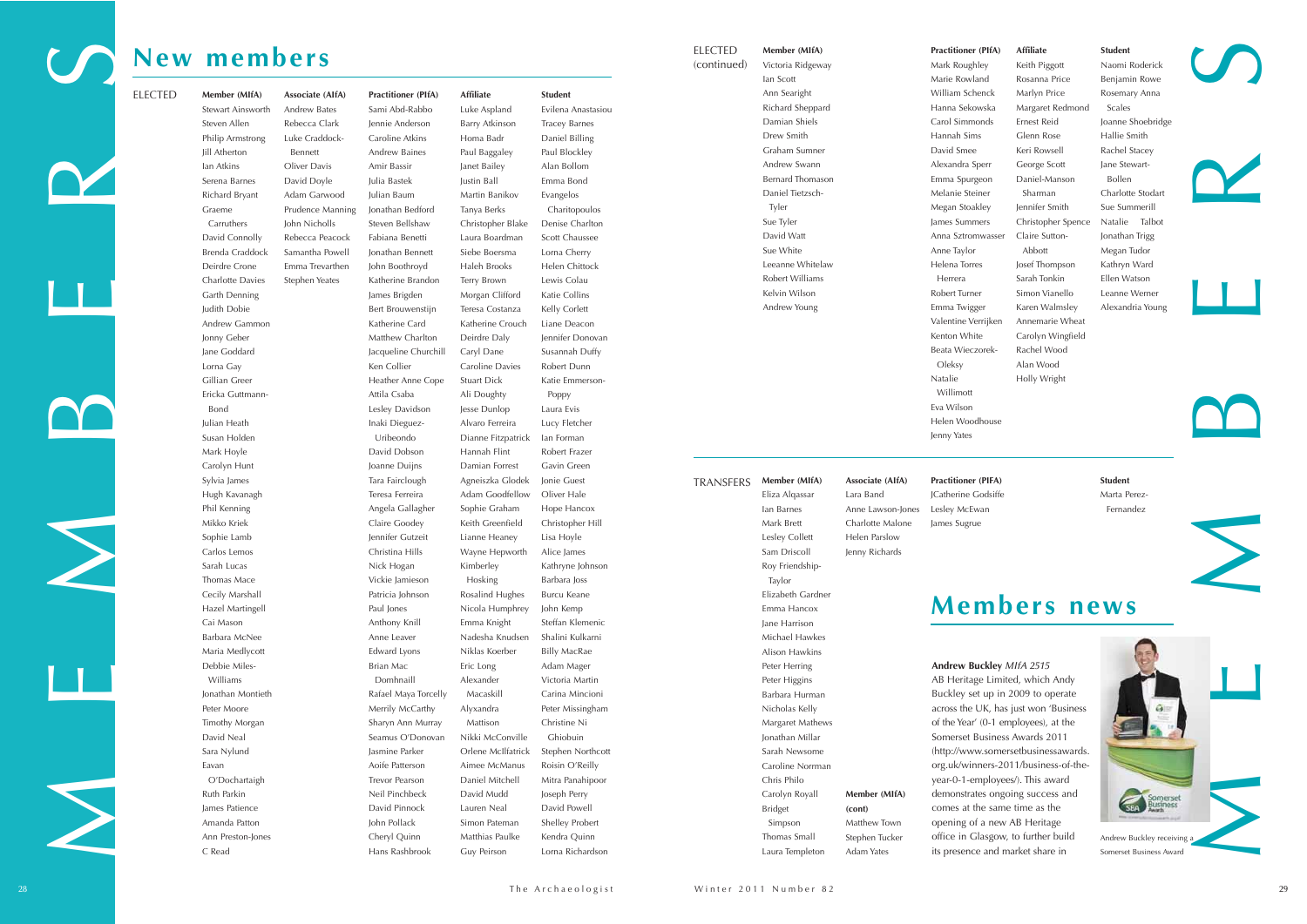# New members

## ELECTED

**Member (MIfA)**
Stewart Ainsworth
Steven Allen
Philip Armstrong
Jill Atherton
Ian Atkins
Serena Barnes
Richard Bryant
Graeme Carruthers
David Connolly
Brenda Craddock
Deirdre Crone
Charlotte Davies
Garth Denning
Judith Dobie
Andrew Gammon
Jonny Geber
Jane Goddard
Lorna Gay
Gillian Greer
Ericka Guttmann-Bond
Julian Heath
Susan Holden
Mark Hoyle
Carolyn Hunt
Sylvia James
Hugh Kavanagh
Phil Kenning
Mikko Kriek
Sophie Lamb
Carlos Lemos
Sarah Lucas
Thomas Mace
Cecily Marshall
Hazel Martingell
Cai Mason
Barbara McNee
Maria Medlycott
Debbie Miles-Williams
Jonathan Montieth
Peter Moore
Timothy Morgan
David Neal
Sara Nylund
Eavan O'Dochartaigh
Ruth Parkin
James Patience
Amanda Patton
Ann Preston-Jones
C Read
Victoria Ridgeway
Ian Scott
Ann Searight
Richard Sheppard
Damian Shiels
Drew Smith
Graham Sumner
Andrew Swann
Bernard Thomason
Daniel Tietzsch-Tyler
Sue Tyler
David Watt
Sue White
Leeanne Whitelaw
Robert Williams
Kelvin Wilson
Andrew Young

**Associate (AIfA)**
Andrew Bates
Rebecca Clark
Luke Craddock-Bennett
Oliver Davis
David Doyle
Adam Garwood
Prudence Manning
John Nicholls
Rebecca Peacock
Samantha Powell
Emma Trevarthen
Stephen Yeates

**Practitioner (PIfA)**
Sami Abd-Rabbo
Jennie Anderson
Caroline Atkins
Andrew Baines
Amir Bassir
Julia Bastek
Julian Baum
Jonathan Bedford
Steven Bellshaw
Fabiana Benetti
Jonathan Bennett
John Boothroyd
Katherine Brandon
James Brigden
Bert Brouwenstijn
Katherine Card
Matthew Charlton
Jacqueline Churchill
Ken Collier
Heather Anne Cope
Attila Csaba
Lesley Davidson
Inaki Dieguez-Uribeondo
David Dobson
Joanne Duijns
Tara Fairclough
Teresa Ferreira
Angela Gallagher
Claire Goodey
Jennifer Gutzeit
Christina Hills
Nick Hogan
Vickie Jamieson
Patricia Johnson
Paul Jones
Anthony Knill
Anne Leaver
Edward Lyons
Brian Mac Domhnaill
Rafael Maya Torcelly
Merrily McCarthy
Sharyn Ann Murray
Seamus O'Donovan
Jasmine Parker
Aoife Patterson
Trevor Pearson
Neil Pinchbeck
David Pinnock
John Pollack
Cheryl Quinn
Hans Rashbrook
Mark Roughley
Marie Rowland
William Schenck
Hanna Sekowska
Carol Simmonds
Hannah Sims
David Smee
Alexandra Sperr
Emma Spurgeon
Melanie Steiner
Megan Stoakley
James Summers
Anna Sztromwasser
Anne Taylor
Helena Torres Herrera
Robert Turner
Emma Twigger
Valentine Verrijken
Kenton White
Beata Wieczorek-Oleksy
Natalie Willimott
Eva Wilson
Helen Woodhouse
Jenny Yates

**Affiliate**
Luke Aspland
Barry Atkinson
Homa Badr
Paul Baggaley
Janet Bailey
Justin Ball
Martin Banikov
Tanya Berks
Christopher Blake
Laura Boardman
Siebe Boersma
Haleh Brooks
Terry Brown
Morgan Clifford
Teresa Costanza
Katherine Crouch
Deirdre Daly
Caryl Dane
Caroline Davies
Stuart Dick
Ali Doughty
Jesse Dunlop
Alvaro Ferreira
Dianne Fitzpatrick
Hannah Flint
Damian Forrest
Agneiszka Glodek
Adam Goodfellow
Sophie Graham
Keith Greenfield
Lianne Heaney
Wayne Hepworth
Kimberley Hosking
Rosalind Hughes
Nicola Humphrey
Emma Knight
Nadesha Knudsen
Niklas Koerber
Eric Long
Alexander Macskill
Alyxandra Mattison
Nikki McConville
Orlene McIlfatrick
Aimee McManus
Daniel Mitchell
David Mudd
Lauren Neal
Simon Pateman
Matthias Paulke
Guy Peirson
Keith Piggott
Rosanna Price
Marlyn Price
Margaret Redmond
Ernest Reid
Glenn Rose
Keri Rowsell
George Scott
Daniel-Manson Sharman
Jennifer Smith
Christopher Spence
Claire Sutton-Abbott
Josef Thompson
Sarah Tonkin
Simon Vianello
Karen Walmsley
Annemarie Wheat
Carolyn Wingfield
Rachel Wood
Alan Wood
Holly Wright

**Student**
Evilena Anastasiou
Tracey Barnes
Daniel Billing
Paul Blockley
Alan Bollom
Emma Bond
Evangelos Charitopoulos
Denise Charlton
Scott Chaussee
Lorna Cherry
Helen Chittock
Lewis Colau
Katie Collins
Kelly Corlett
Liane Deacon
Jennifer Donovan
Susannah Duffy
Robert Dunn
Katie Emmerson-Poppy
Laura Evis
Lucy Fletcher
Ian Forman
Robert Frazer
Gavin Green
Jonie Guest
Oliver Hale
Hope Hancox
Christopher Hill
Lisa Hoyle
Alice James
Kathryne Johnson
Barbara Joss
Burcu Keane
John Kemp
Steffan Klemenic
Shalini Kulkarni
Billy MacRae
Adam Mager
Victoria Martin
Carina Mincioni
Peter Missingham
Christine Ni Ghiobuin
Stephen Northcott
Roisin O'Reilly
Mitra Panahipoor
Joseph Perry
David Powell
Shelley Probert
Kendra Quinn
Lorna Richardson
Naomi Roderick
Benjamin Rowe
Rosemary Anna Scales
Joanne Shoebridge
Hallie Smith
Rachel Stacey
Jane Stewart-Bollen
Charlotte Stodart
Sue Summerill
Natalie Talbot
Jonathan Trigg
Megan Tudor
Kathryn Ward
Ellen Watson
Leanne Werner
Alexandria Young

## TRANSFERS

**Member (MIfA)**
Eliza Alqassar
Ian Barnes
Mark Brett
Lesley Collett
Sam Driscoll
Roy Friendship-Taylor
Elizabeth Gardner
Emma Hancox
Jane Harrison
Michael Hawkes
Alison Hawkins
Peter Herring
Peter Higgins
Barbara Hurman
Nicholas Kelly
Margaret Mathews
Jonathan Millar
Sarah Newsome
Caroline Norrman
Chris Philo
Carolyn Royall
Bridget Simpson
Thomas Small
Laura Templeton

**Associate (AIfA)**
Lara Band
Anne Lawson-Jones
Charlotte Malone
Helen Parslow
Jenny Richards

**Member (MIfA) (cont)**
Matthew Town
Stephen Tucker
Adam Yates

**Practitioner (PIfA)**
JCatherine Godsiffe
Lesley McEwan
James Sugrue

**Student**
Marta Perez-Fernandez

# Members news

**Andrew Buckley** *MIfA 2515*

AB Heritage Limited, which Andy Buckley set up in 2009 to operate across the UK, has just won 'Business of the Year' (0-1 employees), at the Somerset Business Awards 2011 (http://www.somersetbusinessawards.org.uk/winners-2011/business-of-the-year-0-1-employees/). This award demonstrates ongoing success and comes at the same time as the opening of a new AB Heritage office in Glasgow, to further build its presence and market share in

Andrew Buckley receiving a Somerset Business Award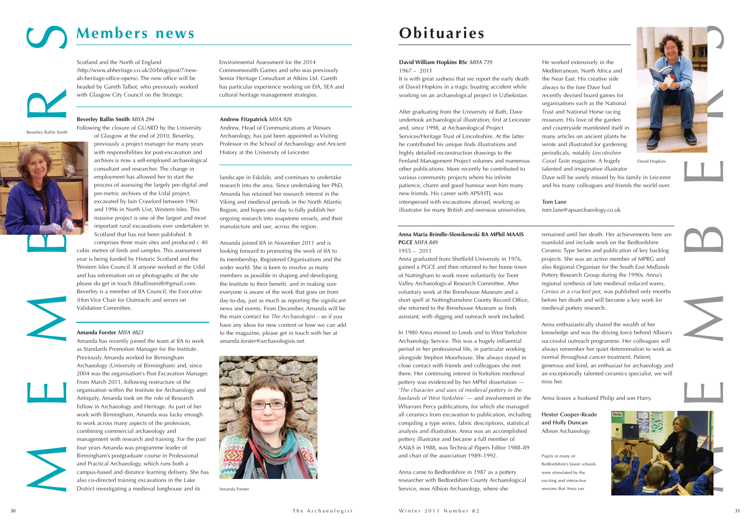# Members news

Scotland and the North of England (http://www.abheritage.co.uk/20/blog/post/7/new-ab-heritage-office-opens). The new office will be headed by Gareth Talbot, who previously worked with Glasgow City Council on the Strategic Environmental Assessment for the 2014 Commonwealth Games and who was previously Senior Heritage Consultant at Atkins Ltd. Gareth has particular experience working on EIA, SEA and cultural heritage management strategies.

**Beverley Ballin Smith** *MIfA 294*

Following the closure of GUARD by the University of Glasgow at the end of 2010, Beverley, previously a project manager for many years with responsibilities for post-excavation and archives is now a self-employed archaeological consultant and researcher. The change in employment has allowed her to start the process of assessing the largely pre-digital and pre-metric archives of the Udal project, excavated by Iain Crawford between 1961 and 1996 in North Uist, Western Isles. This massive project is one of the largest and most important rural excavations ever undertaken in Scotland that has not been published. It comprises three main sites and produced *c* 40 cubic metres of finds and samples. This assessment year is being funded by Historic Scotland and the Western Isles Council. If anyone worked at the Udal and has information on or photographs of the site please do get in touch (bballinsmith@gmail.com. Beverley is a member of IfA Council, the Executive (Hon Vice Chair for Outreach) and serves on Validation Committee.

Beverley Ballin Smith

**Andrew Fitzpatrick** *MIfA 926*

Andrew, Head of Communications at Wessex Archaeology, has just been appointed as Visiting Professor in the School of Archaeology and Ancient History at the University of Leicester.

**Amanda Forster** *MIfA 4823*

Amanda has recently joined the team at IfA to work as Standards Promotion Manager for the Institute. Previously Amanda worked for Birmingham Archaeology (University of Birmingham) and, since 2004 was the organisation's Post Excavation Manager. From March 2011, following restructure of the organisation within the Institute for Archaeology and Antiquity, Amanda took on the role of Research Fellow in Archaeology and Heritage. As part of her work with Birmingham, Amanda was lucky enough to work across many aspects of the profession, combining commercial archaeology and management with research and training. For the past four years Amanda was programme leader of Birmingham's postgraduate course in Professional and Practical Archaeology, which runs both a campus-based and distance learning delivery. She has also co-directed training excavations in the Lake District investigating a medieval longhouse and its landscape in Eskdale, and continues to undertake research into the area. Since undertaking her PhD, Amanda has retained her research interest in the Viking and medieval periods in the North Atlantic Region, and hopes one day to fully publish her ongoing research into soapstone vessels, and their manufacture and use, across the region.

Amanda joined IfA in November 2011 and is looking forward to promoting the work of IfA to its membership, Registered Organisations and the wider world. She is keen to involve as many members as possible in shaping and developing the Institute to their benefit, and in making sure everyone is aware of the work that goes on from day-to-day, just as much as reporting the significant news and events. From December, Amanda will be the main contact for *The Archaeologist* – so if you have any ideas for new content or how we can add to the magazine, please get in touch with her at amanda.forster@archaeologists.net.

Amanda Forster

# Obituaries

**David William Hopkins BSc** *MIfA 719*

1967 – 2011

It is with great sadness that we report the early death of David Hopkins in a tragic boating accident while working on an archaeological project in Uzbekistan.

After graduating from the University of Bath, Dave undertook archaeological illustration, first at Leicester and, since 1998, at Archaeological Project Services/Heritage Trust of Lincolnshire. At the latter he contributed his unique finds illustrations and highly detailed reconstruction drawings to the Fenland Management Project volumes and numerous other publications. More recently he contributed to various community projects where his infinite patience, charm and good humour won him many new friends. His career with APS/HTL was interspersed with excavations abroad, working as illustrator for many British and overseas universities.

He worked extensively in the Mediterranean, North Africa and the Near East. His creative side always to the fore Dave had recently devised board games for organisations such as the National Trust and National Horse racing museum. His love of the garden and countryside manifested itself in many articles on ancient plants he wrote and illustrated for gardening periodicals, notably *Lincolnshire Good Taste* magazine. A hugely talented and imaginative illustrator Dave will be sorely missed by his family in Leicester and his many colleagues and friends the world over.

David Hopkins

**Tom Lane**
tom.lane@apsarchaeology.co.uk

**Anna Maria Brindle-Slowikowski BA MPhil MAAIS PGCE** *MIfA 849*

1955 – 2011

Anna graduated from Sheffield University in 1976, gained a PGCE and then returned to her home town of Nottingham to work more voluntarily for Trent Valley Archaeological Research Committee. After voluntary work at the Brewhouse Museum and a short spell at Nottinghamshire County Record Office, she returned to the Brewhouse Museum as finds assistant, with digging and outreach work included.

In 1980 Anna moved to Leeds and to West Yorkshire Archaeology Service. This was a hugely influential period in her professional life, in particular working alongside Stephen Moorhouse. She always stayed in close contact with friends and colleagues she met there. Her continuing interest in Yorkshire medieval pottery was evidenced by her MPhil dissertation — '*The character and uses of medieval pottery in the lowlands of West Yorkshire*' — and involvement in the Wharram Percy publications, for which she managed all ceramics from excavation to publication, including compiling a type series, fabric descriptions, statistical analysis and illustration. Anna was an accomplished pottery illustrator and became a full member of AAI&S in 1988, was Technical Papers Editor 1988–89 and chair of the association 1989–1992.

Anna came to Bedfordshire in 1987 as a pottery researcher with Bedfordshire County Archaeological Service, now Albion Archaeology, where she remained until her death. Her achievements here are manifold and include work on the Bedfordshire Ceramic Type Series and publication of key backlog projects. She was an active member of MPRG and also Regional Organiser for the South East Midlands Pottery Research Group during the 1990s. Anna's regional synthesis of late medieval reduced wares, *Genius in a cracked pot*, was published only months before her death and will become a key work for medieval pottery research.

Anna enthusiastically shared the wealth of her knowledge and was the driving force behind Albion's successful outreach programme. Her colleagues will always remember her quiet determination to work as normal throughout cancer treatment. Patient, generous and kind, an enthusiast for archaeology and an exceptionally talented ceramics specialist, we will miss her.

Anna leaves a husband Philip and son Harry.

**Hester Cooper-Reade and Holly Duncan**
Albion Archaeology

Pupils in many of Bedfordshire's lower schools were stimulated by the exciting and interactive sessions that Anna ran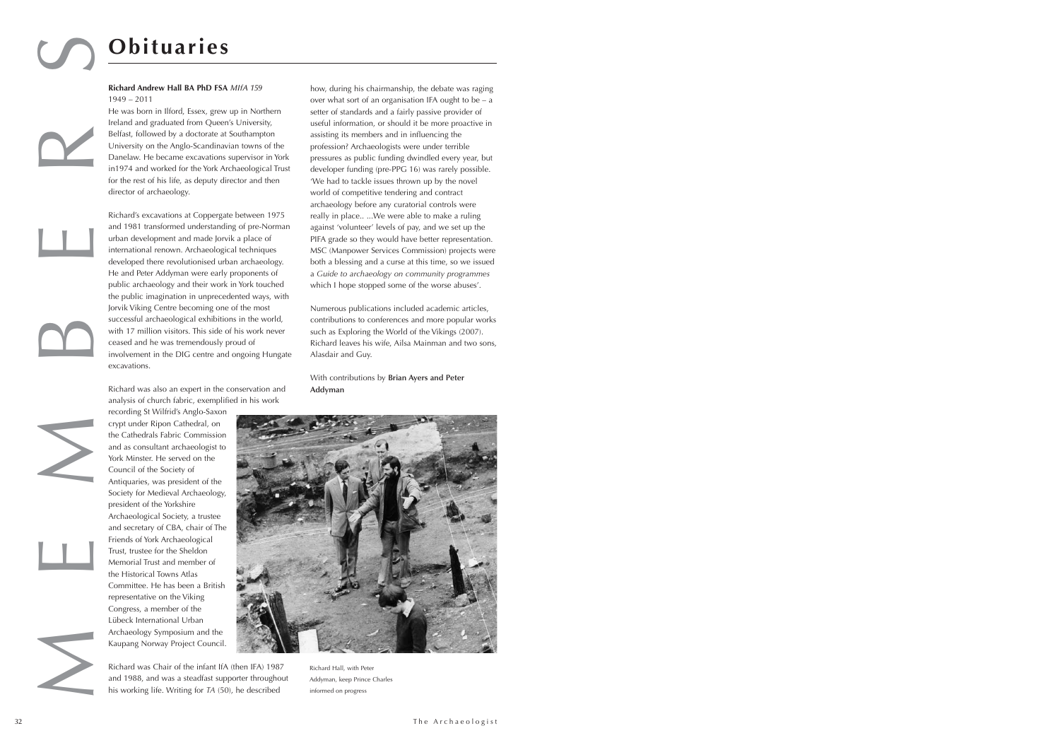# Obituaries

**Richard Andrew Hall BA PhD FSA** *MIfA 159*
1949 – 2011

He was born in Ilford, Essex, grew up in Northern Ireland and graduated from Queen's University, Belfast, followed by a doctorate at Southampton University on the Anglo-Scandinavian towns of the Danelaw. He became excavations supervisor in York in1974 and worked for the York Archaeological Trust for the rest of his life, as deputy director and then director of archaeology.

Richard's excavations at Coppergate between 1975 and 1981 transformed understanding of pre-Norman urban development and made Jorvik a place of international renown. Archaeological techniques developed there revolutionised urban archaeology. He and Peter Addyman were early proponents of public archaeology and their work in York touched the public imagination in unprecedented ways, with Jorvik Viking Centre becoming one of the most successful archaeological exhibitions in the world, with 17 million visitors. This side of his work never ceased and he was tremendously proud of involvement in the DIG centre and ongoing Hungate excavations.

Richard was also an expert in the conservation and analysis of church fabric, exemplified in his work recording St Wilfrid's Anglo-Saxon crypt under Ripon Cathedral, on the Cathedrals Fabric Commission and as consultant archaeologist to York Minster. He served on the Council of the Society of Antiquaries, was president of the Society for Medieval Archaeology, president of the Yorkshire Archaeological Society, a trustee and secretary of CBA, chair of The Friends of York Archaeological Trust, trustee for the Sheldon Memorial Trust and member of the Historical Towns Atlas Committee. He has been a British representative on the Viking Congress, a member of the Lübeck International Urban Archaeology Symposium and the Kaupang Norway Project Council.

Richard was Chair of the infant IfA (then IFA) 1987 and 1988, and was a steadfast supporter throughout his working life. Writing for *TA* (50), he described how, during his chairmanship, the debate was raging over what sort of an organisation IFA ought to be – a setter of standards and a fairly passive provider of useful information, or should it be more proactive in assisting its members and in influencing the profession? Archaeologists were under terrible pressures as public funding dwindled every year, but developer funding (pre-PPG 16) was rarely possible. 'We had to tackle issues thrown up by the novel world of competitive tendering and contract archaeology before any curatorial controls were really in place.. ...We were able to make a ruling against 'volunteer' levels of pay, and we set up the PIFA grade so they would have better representation. MSC (Manpower Services Commission) projects were both a blessing and a curse at this time, so we issued a *Guide to archaeology on community programmes* which I hope stopped some of the worse abuses'.

Numerous publications included academic articles, contributions to conferences and more popular works such as Exploring the World of the Vikings (2007). Richard leaves his wife, Ailsa Mainman and two sons, Alasdair and Guy.

With contributions by **Brian Ayers and Peter Addyman**

Richard Hall, with Peter Addyman, keep Prince Charles informed on progress